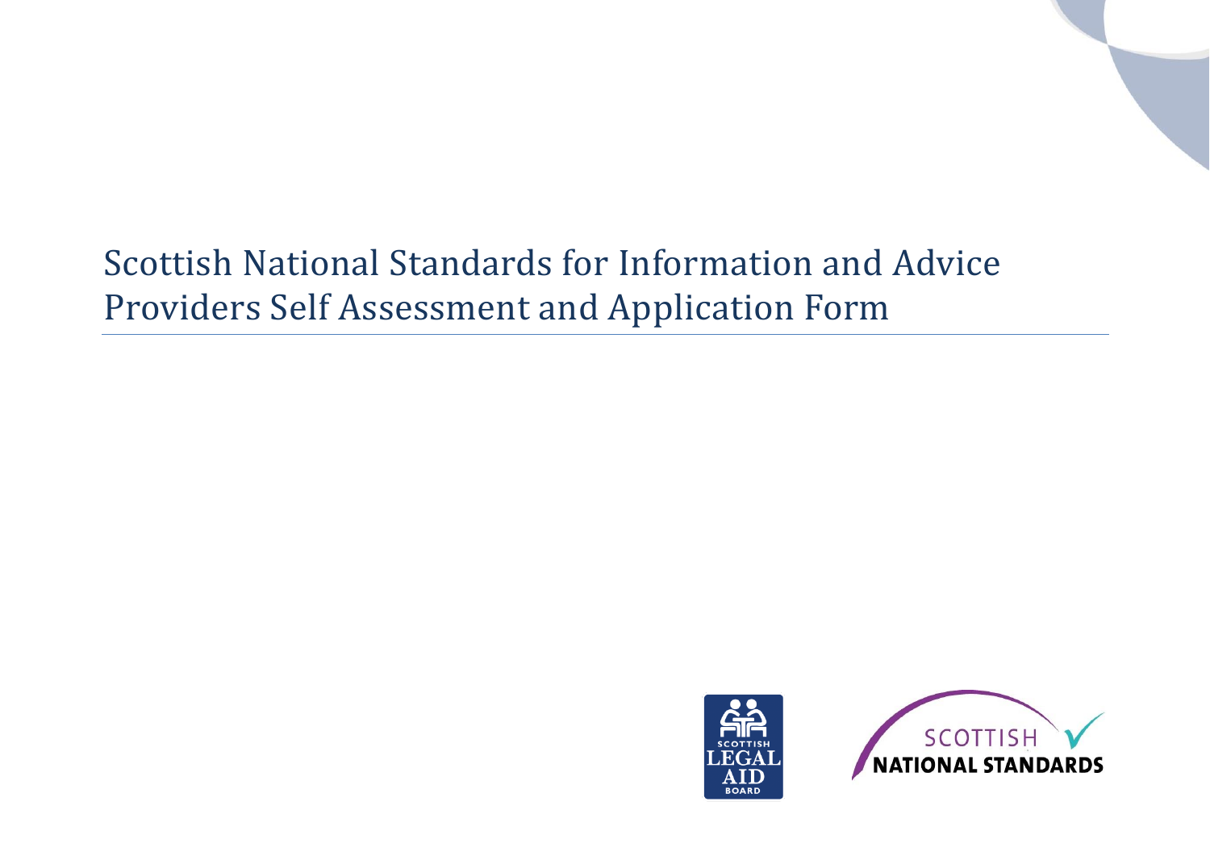# Scottish National Standards for Information and Advice Providers Self Assessment and Application Form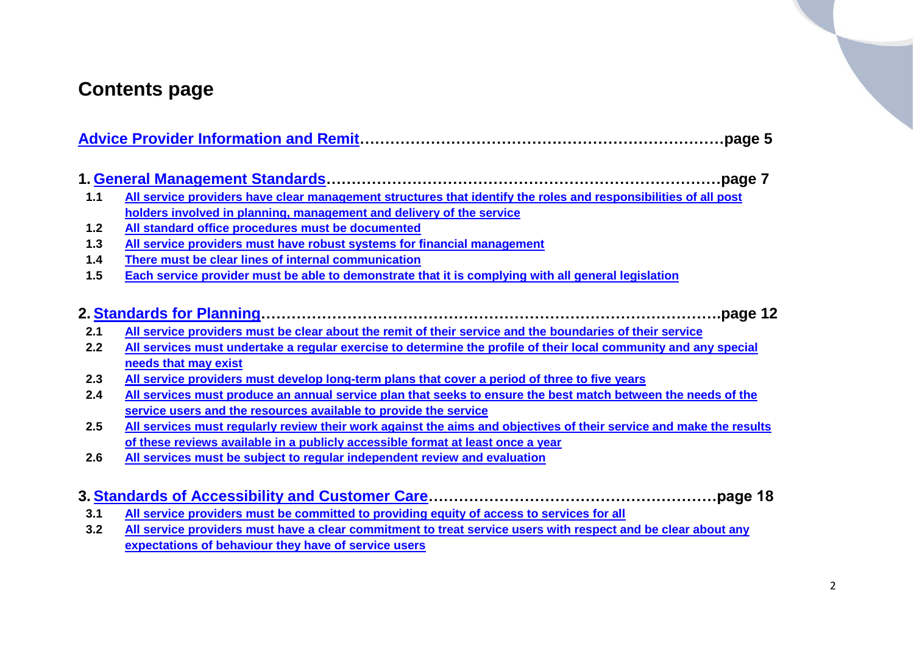## Contents page

**Advice Provider Information and Remit……………………………………………………………page 5**

**1. General Management Standards………………………………………………………………page 7**

- **1.1** **All service providers have clear management structures that identify the roles and responsibilities of all post holders involved in planning, management and delivery of the service**
- **1.2** **All standard office procedures must be documented**
- **1.3** **All service providers must have robust systems for financial management**
- **1.4** **There must be clear lines of internal communication**
- **1.5** **Each service provider must be able to demonstrate that it is complying with all general legislation**

**2. Standards for Planning………………………………………………………………………………page 12**

- **2.1** **All service providers must be clear about the remit of their service and the boundaries of their service**
- **2.2** **All services must undertake a regular exercise to determine the profile of their local community and any special needs that may exist**
- **2.3** **All service providers must develop long-term plans that cover a period of three to five years**
- **2.4** **All services must produce an annual service plan that seeks to ensure the best match between the needs of the service users and the resources available to provide the service**
- **2.5** **All services must regularly review their work against the aims and objectives of their service and make the results of these reviews available in a publicly accessible format at least once a year**
- **2.6** **All services must be subject to regular independent review and evaluation**

**3. Standards of Accessibility and Customer Care…………………………………………………page 18**

- **3.1** **All service providers must be committed to providing equity of access to services for all**
- **3.2** **All service providers must have a clear commitment to treat service users with respect and be clear about any expectations of behaviour they have of service users**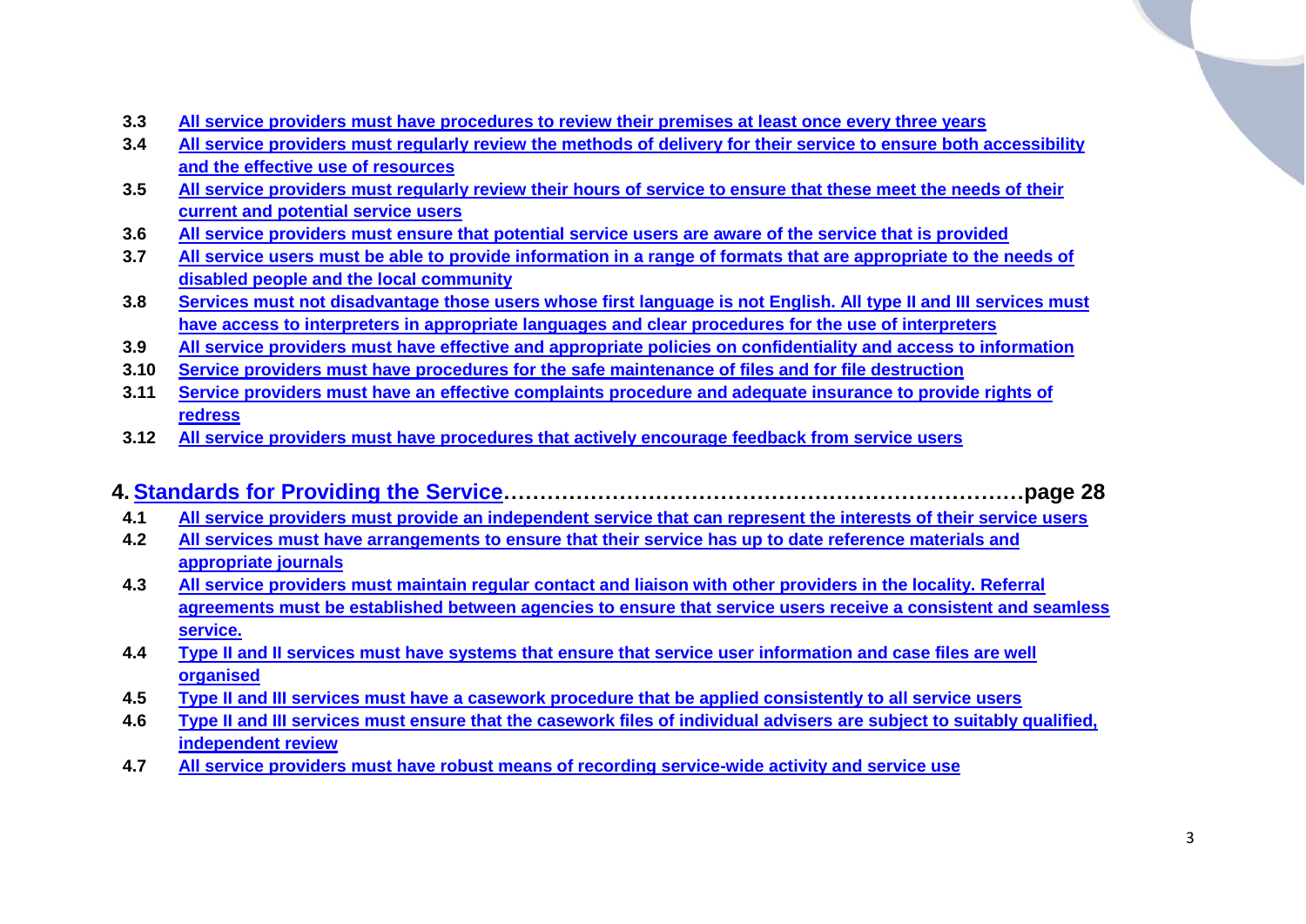- **3.3** All service providers must have procedures to review their premises at least once every three years
- **3.4** All service providers must regularly review the methods of delivery for their service to ensure both accessibility and the effective use of resources
- **3.5** All service providers must regularly review their hours of service to ensure that these meet the needs of their current and potential service users
- **3.6** All service providers must ensure that potential service users are aware of the service that is provided
- **3.7** All service users must be able to provide information in a range of formats that are appropriate to the needs of disabled people and the local community
- **3.8** Services must not disadvantage those users whose first language is not English. All type II and III services must have access to interpreters in appropriate languages and clear procedures for the use of interpreters
- **3.9** All service providers must have effective and appropriate policies on confidentiality and access to information
- **3.10** Service providers must have procedures for the safe maintenance of files and for file destruction
- **3.11** Service providers must have an effective complaints procedure and adequate insurance to provide rights of redress
- **3.12** All service providers must have procedures that actively encourage feedback from service users

## 4. Standards for Providing the Service……………………………………………………………page 28

- **4.1** All service providers must provide an independent service that can represent the interests of their service users
- **4.2** All services must have arrangements to ensure that their service has up to date reference materials and appropriate journals
- **4.3** All service providers must maintain regular contact and liaison with other providers in the locality. Referral agreements must be established between agencies to ensure that service users receive a consistent and seamless service.
- **4.4** Type II and II services must have systems that ensure that service user information and case files are well organised
- **4.5** Type II and III services must have a casework procedure that be applied consistently to all service users
- **4.6** Type II and III services must ensure that the casework files of individual advisers are subject to suitably qualified, independent review
- **4.7** All service providers must have robust means of recording service-wide activity and service use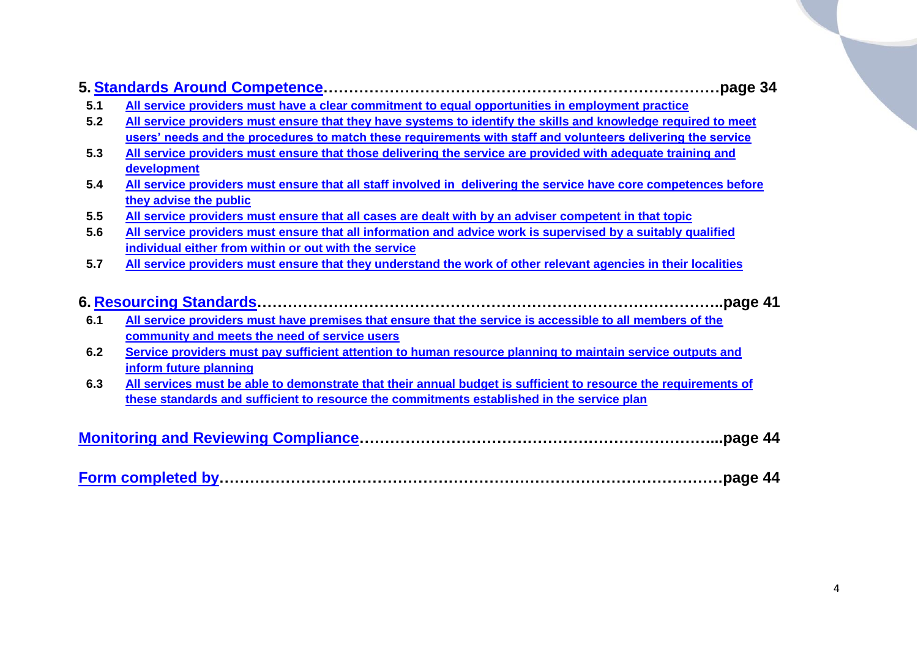**5. Standards Around Competence……………………………………………………………………page 34**

- **5.1** **All service providers must have a clear commitment to equal opportunities in employment practice**
- **5.2** **All service providers must ensure that they have systems to identify the skills and knowledge required to meet users' needs and the procedures to match these requirements with staff and volunteers delivering the service**
- **5.3** **All service providers must ensure that those delivering the service are provided with adequate training and development**
- **5.4** **All service providers must ensure that all staff involved in delivering the service have core competences before they advise the public**
- **5.5** **All service providers must ensure that all cases are dealt with by an adviser competent in that topic**
- **5.6** **All service providers must ensure that all information and advice work is supervised by a suitably qualified individual either from within or out with the service**
- **5.7** **All service providers must ensure that they understand the work of other relevant agencies in their localities**

**6. Resourcing Standards……………………………………………………………………………..page 41**

- **6.1** **All service providers must have premises that ensure that the service is accessible to all members of the community and meets the need of service users**
- **6.2** **Service providers must pay sufficient attention to human resource planning to maintain service outputs and inform future planning**
- **6.3** **All services must be able to demonstrate that their annual budget is sufficient to resource the requirements of these standards and sufficient to resource the commitments established in the service plan**

**Monitoring and Reviewing Compliance…………………………………………………………...page 44**

**Form completed by……………………………………………………………………………………page 44**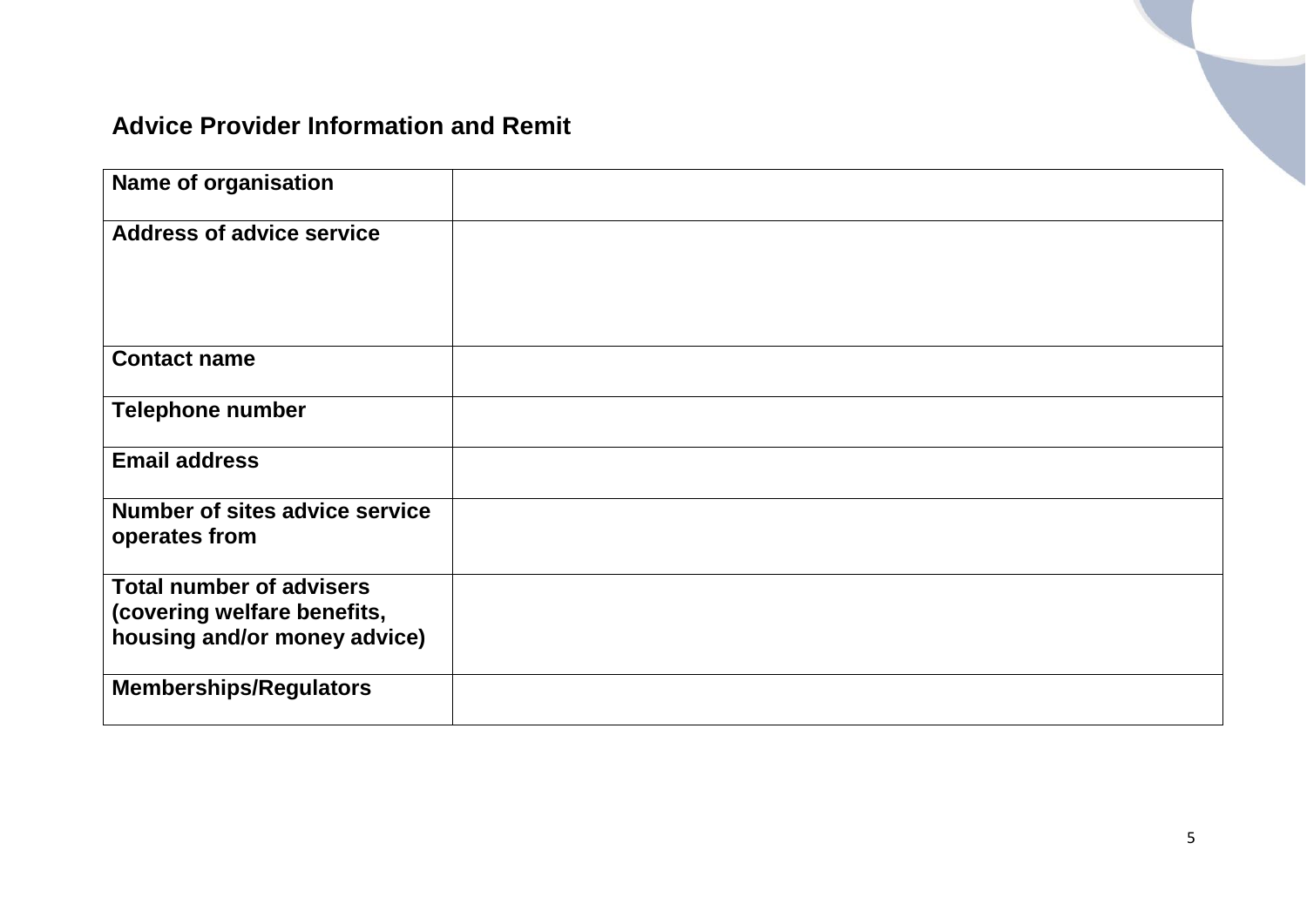## Advice Provider Information and Remit

| | |
|---|---|
| **Name of organisation** | |
| **Address of advice service** | |
| **Contact name** | |
| **Telephone number** | |
| **Email address** | |
| **Number of sites advice service operates from** | |
| **Total number of advisers (covering welfare benefits, housing and/or money advice)** | |
| **Memberships/Regulators** | |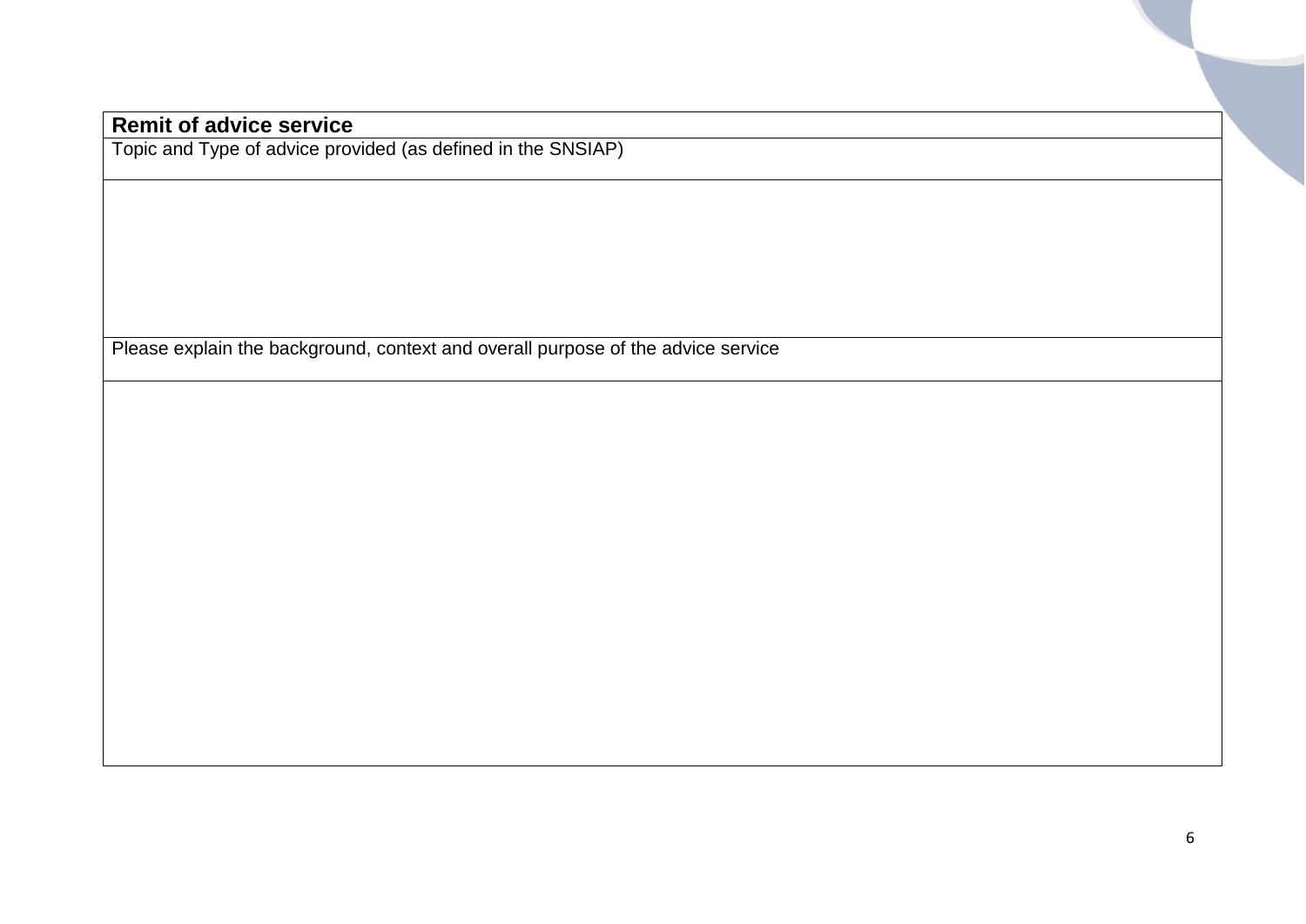| **Remit of advice service** |
|---|
| Topic and Type of advice provided (as defined in the SNSIAP) |
| |
| Please explain the background, context and overall purpose of the advice service |
| |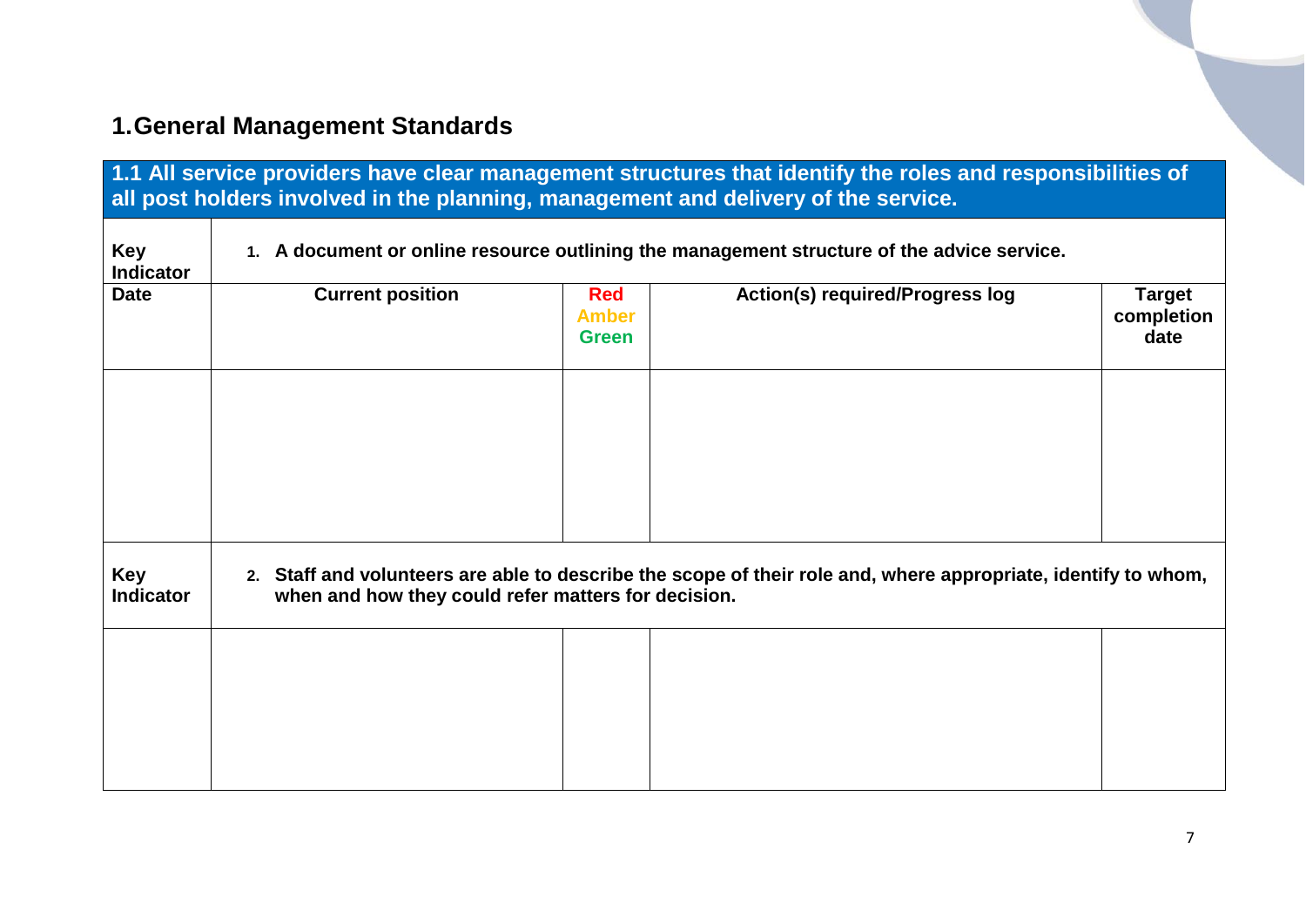## 1. General Management Standards

| **1.1 All service providers have clear management structures that identify the roles and responsibilities of all post holders involved in the planning, management and delivery of the service.** | | | | |
|---|---|---|---|---|
| **Key Indicator** | **1. A document or online resource outlining the management structure of the advice service.** | | | |
| **Date** | **Current position** | **Red Amber Green** | **Action(s) required/Progress log** | **Target completion date** |
| | | | | |
| **Key Indicator** | **2. Staff and volunteers are able to describe the scope of their role and, where appropriate, identify to whom, when and how they could refer matters for decision.** | | | |
| | | | | |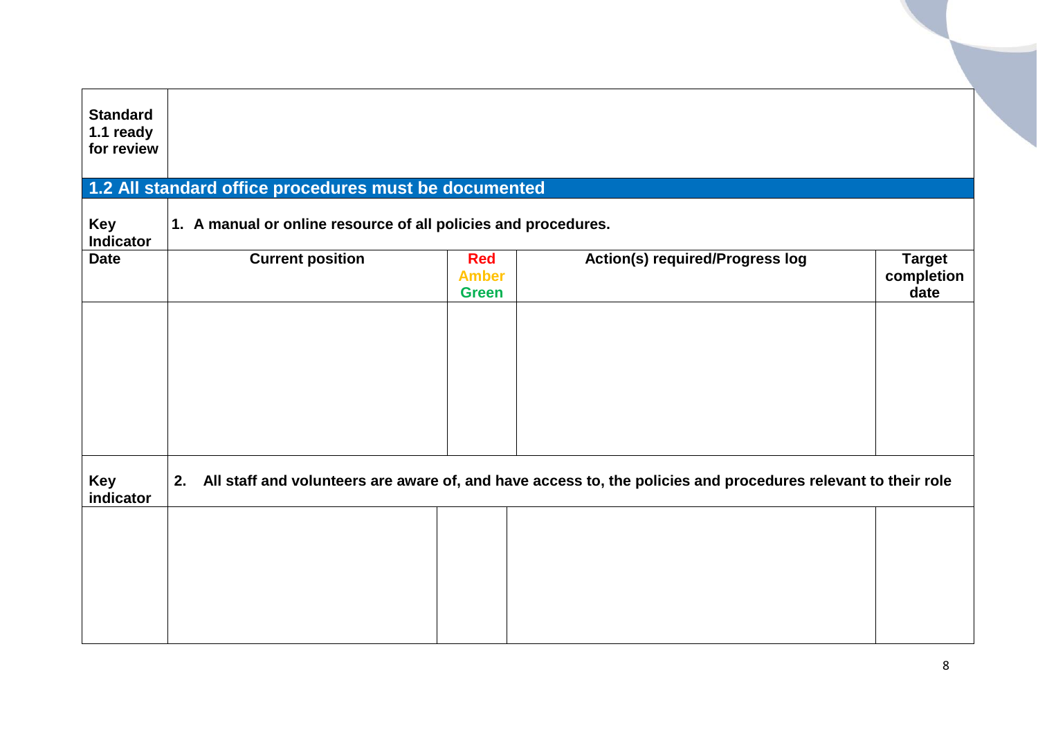| **Standard 1.1 ready for review** | | | | |
|---|---|---|---|---|

## 1.2 All standard office procedures must be documented

| **Key Indicator** | **1. A manual or online resource of all policies and procedures.** | | | |
|---|---|---|---|---|
| **Date** | **Current position** | **Red Amber Green** | **Action(s) required/Progress log** | **Target completion date** |
| | | | | |
| **Key indicator** | **2. All staff and volunteers are aware of, and have access to, the policies and procedures relevant to their role** | | | |
| | | | | |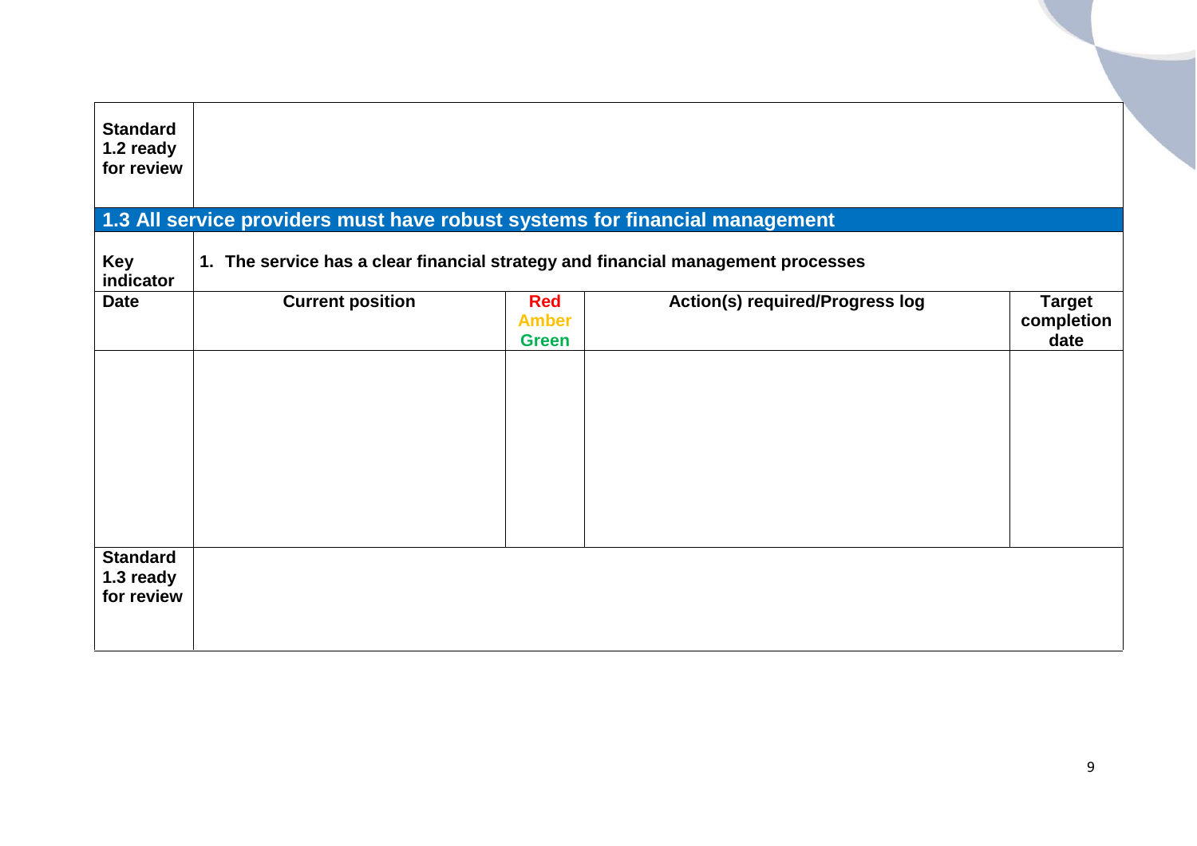| Standard 1.2 ready for review | | | | |
|---|---|---|---|---|

## 1.3 All service providers must have robust systems for financial management

| Key indicator | 1. The service has a clear financial strategy and financial management processes | | | |
|---|---|---|---|---|
| **Date** | **Current position** | **Red Amber Green** | **Action(s) required/Progress log** | **Target completion date** |
| | | | | |
| **Standard 1.3 ready for review** | | | | |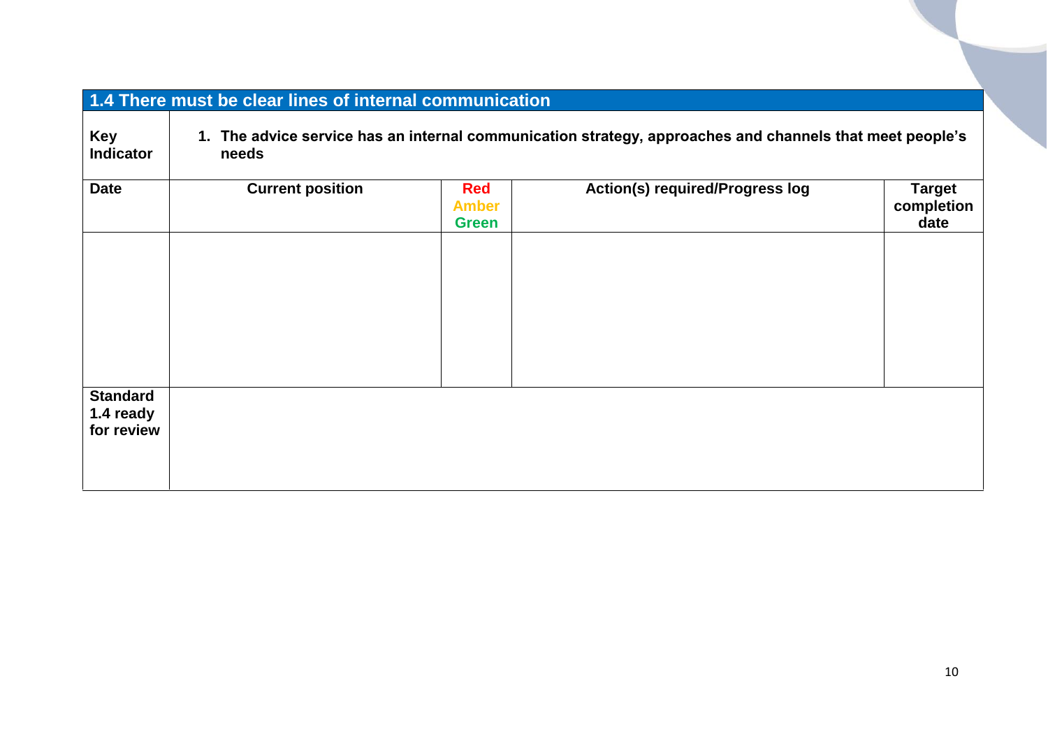## 1.4 There must be clear lines of internal communication

| **Key Indicator** | **1. The advice service has an internal communication strategy, approaches and channels that meet people's needs** | | | |
|---|---|---|---|---|
| **Date** | **Current position** | **Red Amber Green** | **Action(s) required/Progress log** | **Target completion date** |
| | | | | |
| **Standard 1.4 ready for review** | | | | |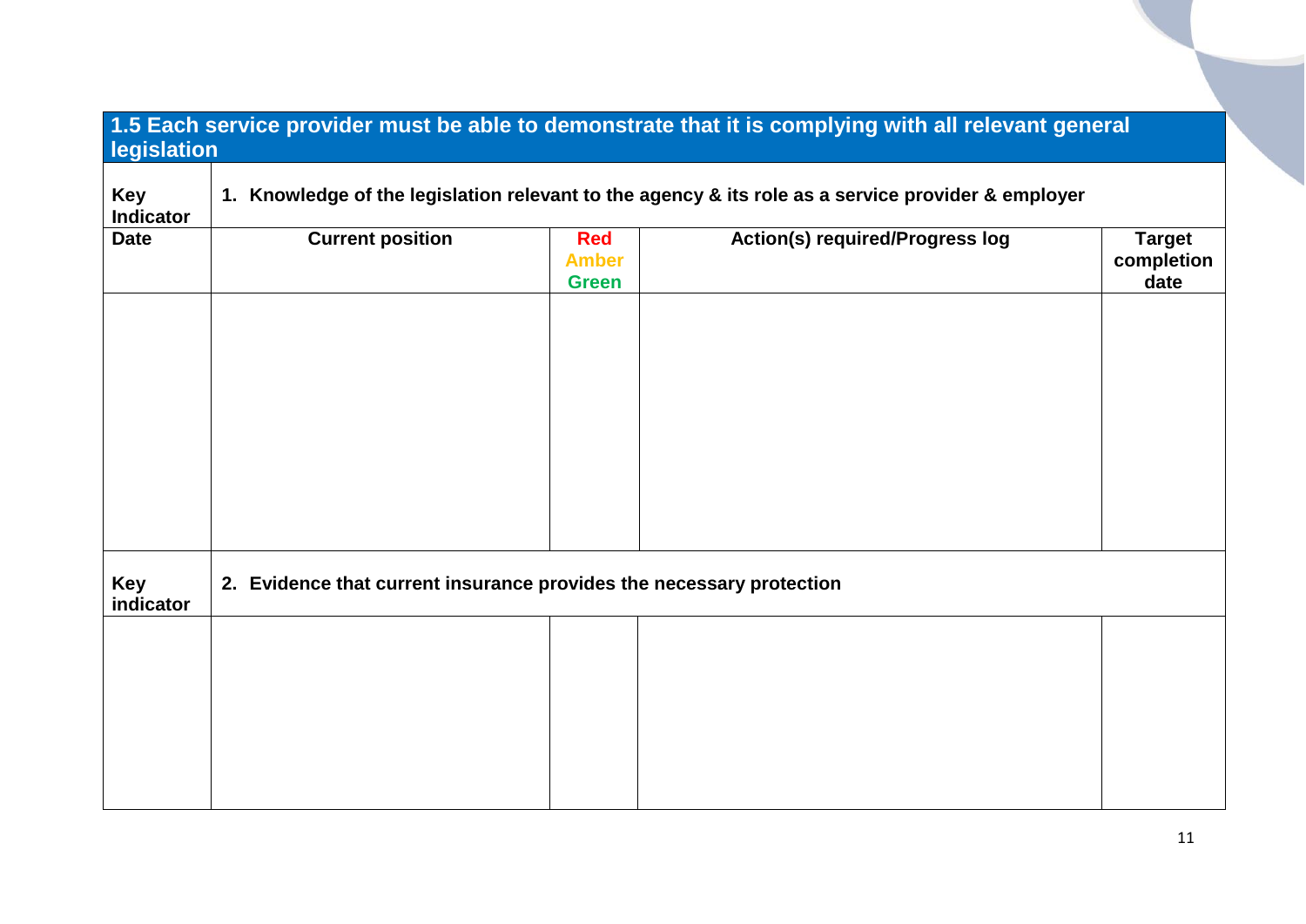| 1.5 Each service provider must be able to demonstrate that it is complying with all relevant general legislation | | | | |
|---|---|---|---|---|
| **Key Indicator** | **1. Knowledge of the legislation relevant to the agency & its role as a service provider & employer** | | | |
| **Date** | **Current position** | **Red Amber Green** | **Action(s) required/Progress log** | **Target completion date** |
| | | | | |
| **Key indicator** | **2. Evidence that current insurance provides the necessary protection** | | | |
| | | | | |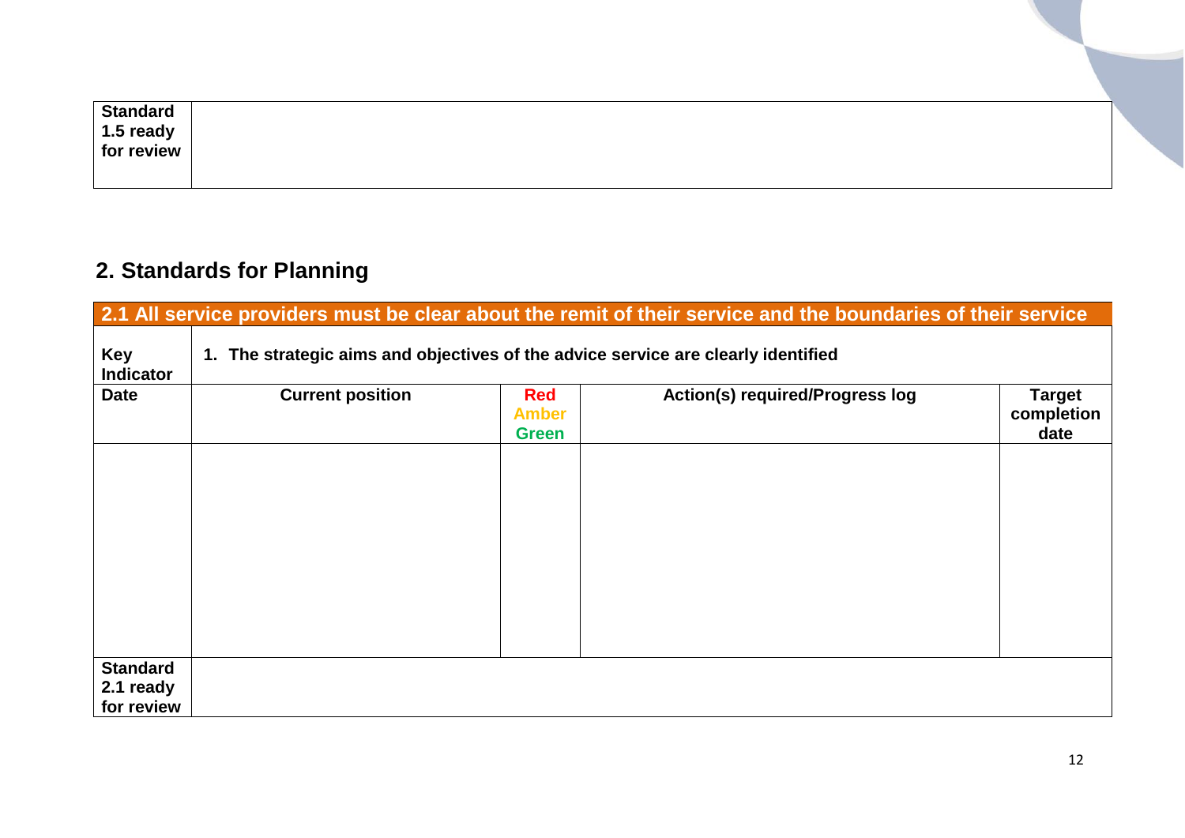| Standard 1.5 ready for review | |
|---|---|

## 2. Standards for Planning

| **2.1 All service providers must be clear about the remit of their service and the boundaries of their service** | | | | |
|---|---|---|---|---|
| **Key Indicator** | **1. The strategic aims and objectives of the advice service are clearly identified** | | | |
| **Date** | **Current position** | **Red Amber Green** | **Action(s) required/Progress log** | **Target completion date** |
| | | | | |
| **Standard 2.1 ready for review** | | | | |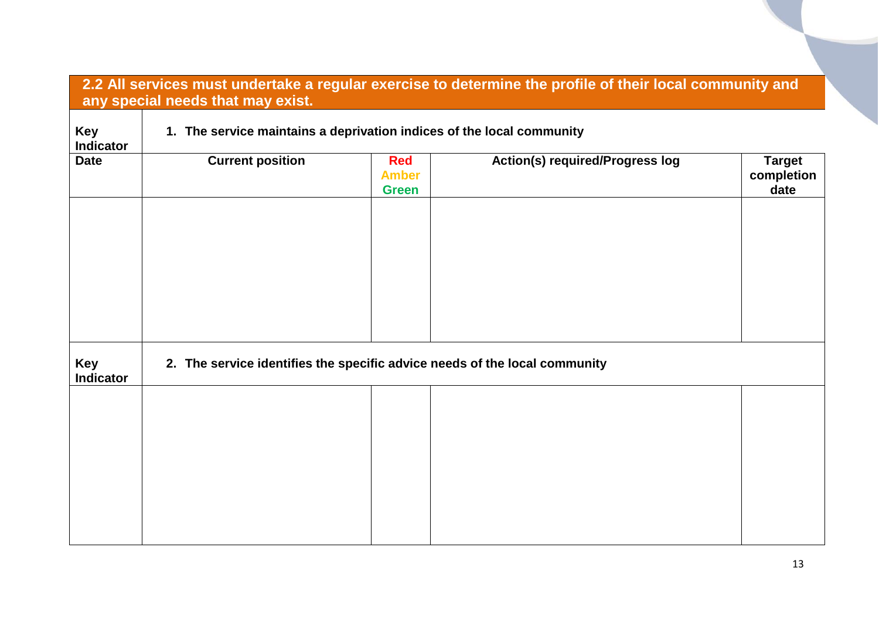## 2.2 All services must undertake a regular exercise to determine the profile of their local community and any special needs that may exist.

| **Key Indicator** | **1. The service maintains a deprivation indices of the local community** | | | |
|---|---|---|---|---|
| **Date** | **Current position** | **Red Amber Green** | **Action(s) required/Progress log** | **Target completion date** |
| | | | | |
| **Key Indicator** | **2. The service identifies the specific advice needs of the local community** | | | |
| | | | | |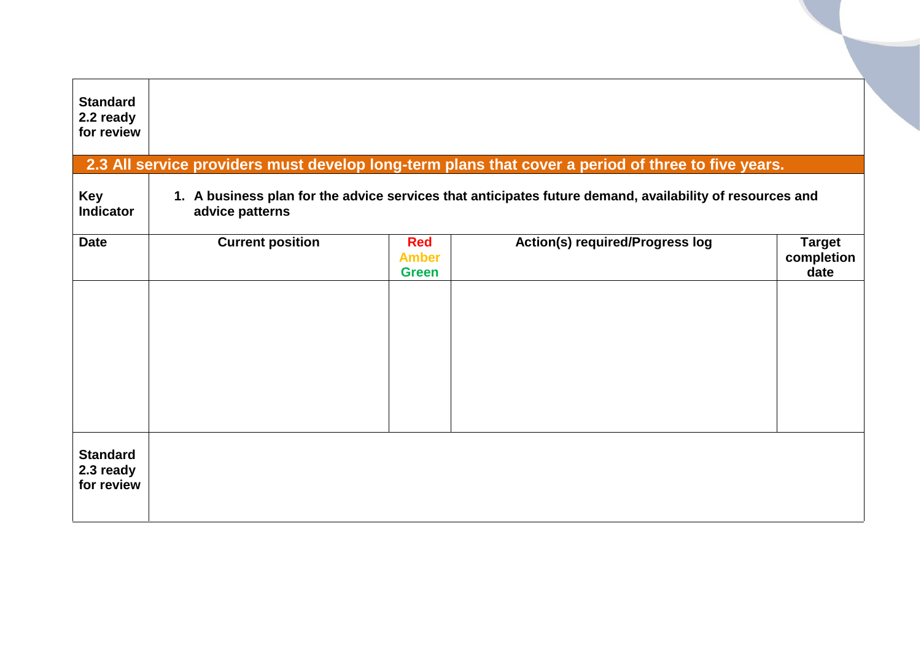| **Standard 2.2 ready for review** | | | | |
|---|---|---|---|---|

## 2.3 All service providers must develop long-term plans that cover a period of three to five years.

| **Key Indicator** | **1. A business plan for the advice services that anticipates future demand, availability of resources and advice patterns** | | | |
|---|---|---|---|---|
| **Date** | **Current position** | **Red Amber Green** | **Action(s) required/Progress log** | **Target completion date** |
| | | | | |

| **Standard 2.3 ready for review** | |
|---|---|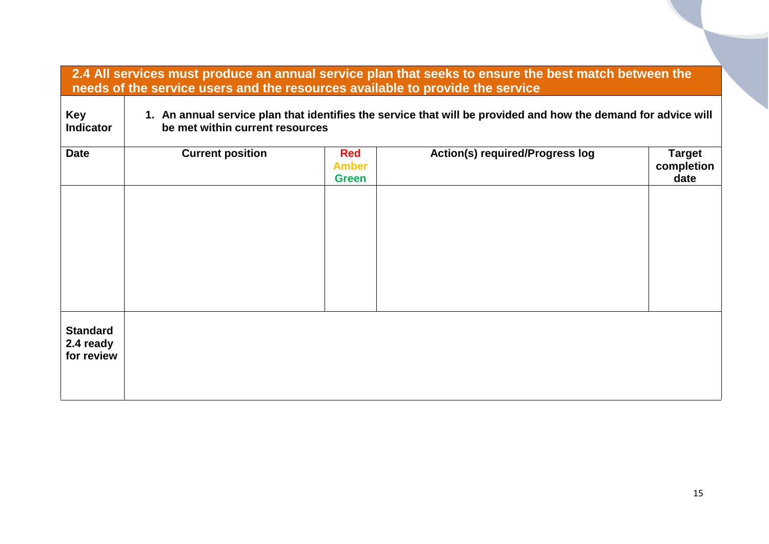| **2.4 All services must produce an annual service plan that seeks to ensure the best match between the needs of the service users and the resources available to provide the service** | | | | |
|---|---|---|---|---|
| **Key Indicator** | **1. An annual service plan that identifies the service that will be provided and how the demand for advice will be met within current resources** | | | |
| **Date** | **Current position** | **Red Amber Green** | **Action(s) required/Progress log** | **Target completion date** |
| | | | | |
| **Standard 2.4 ready for review** | | | | |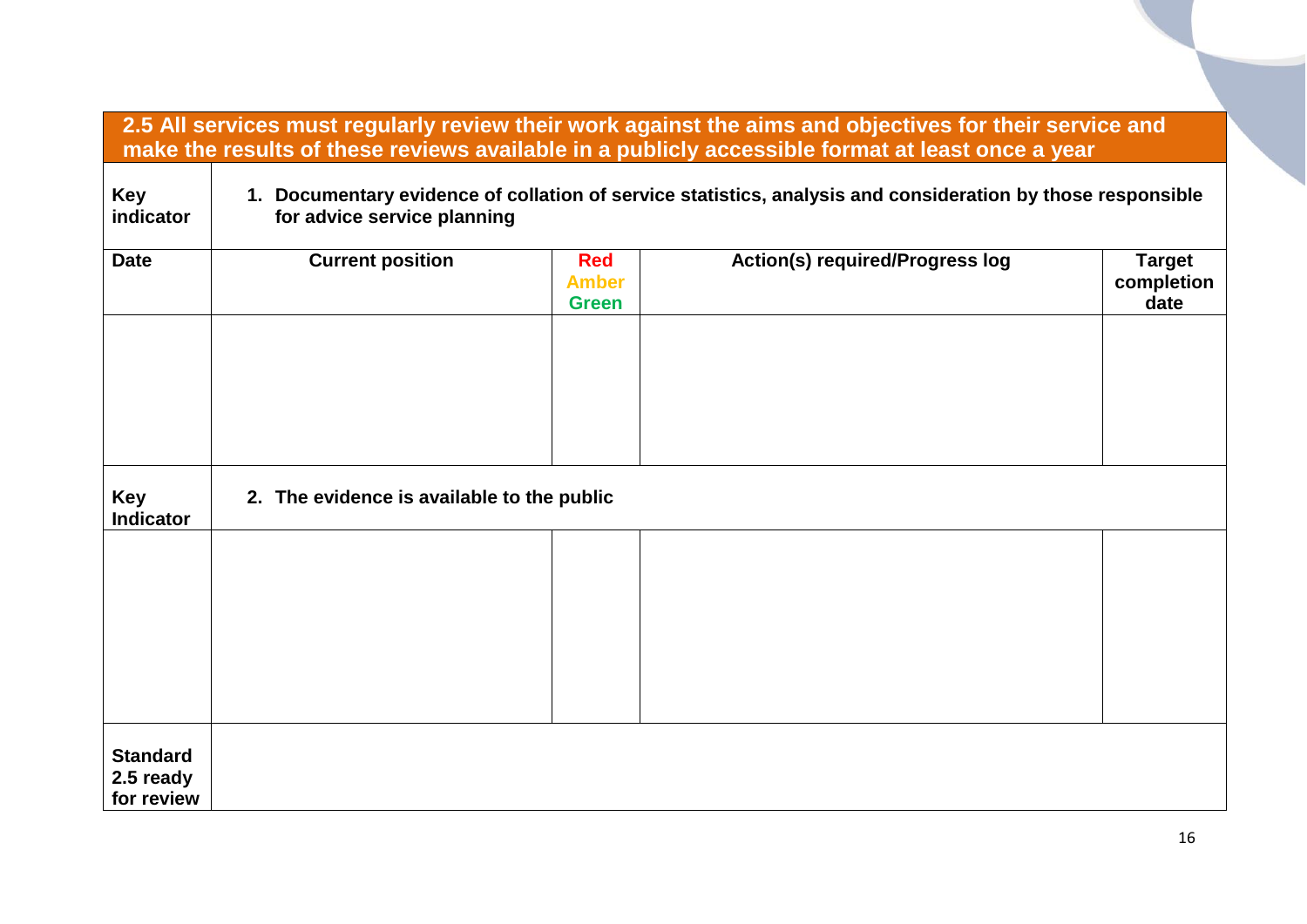| **2.5 All services must regularly review their work against the aims and objectives for their service and make the results of these reviews available in a publicly accessible format at least once a year** | | | | |
|---|---|---|---|---|
| **Key indicator** | **1. Documentary evidence of collation of service statistics, analysis and consideration by those responsible for advice service planning** | | | |
| **Date** | **Current position** | **Red Amber Green** | **Action(s) required/Progress log** | **Target completion date** |
| | | | | |
| **Key Indicator** | **2. The evidence is available to the public** | | | |
| | | | | |
| **Standard 2.5 ready for review** | | | | |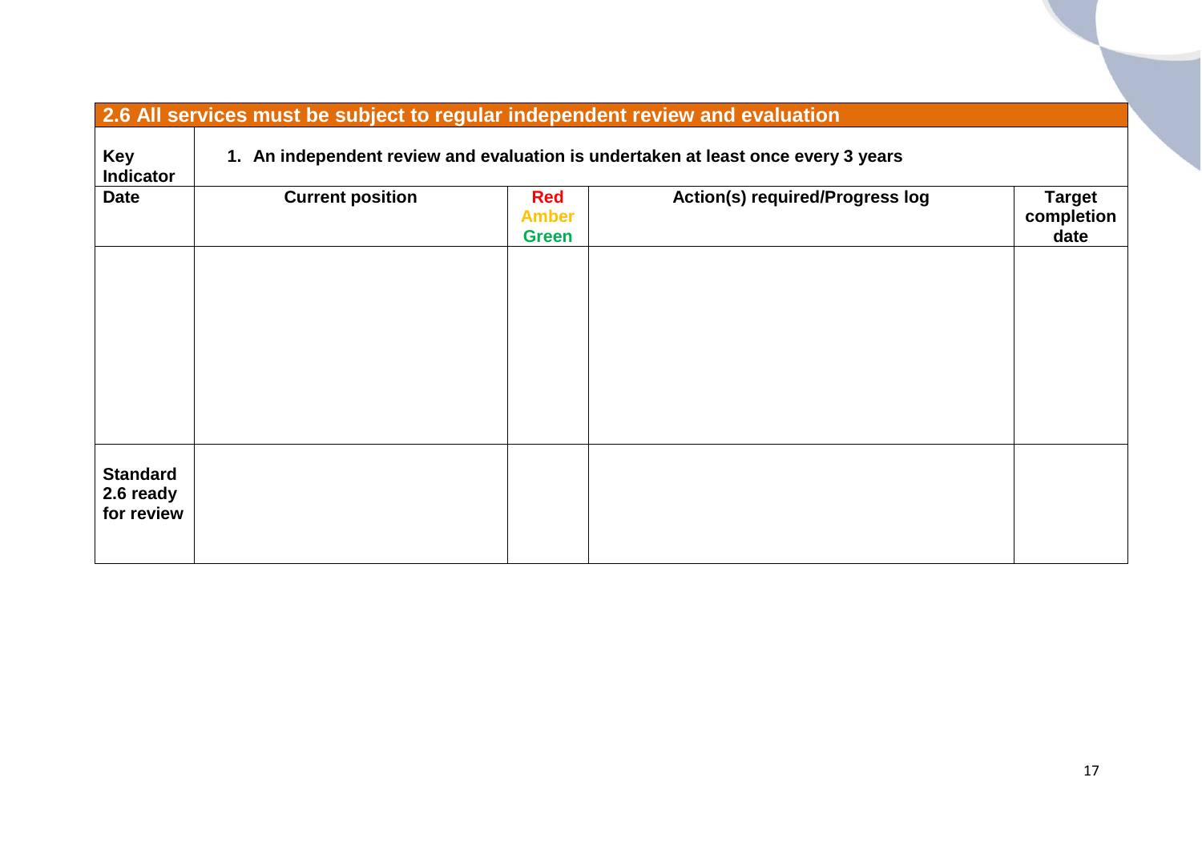| 2.6 All services must be subject to regular independent review and evaluation | | | | |
|---|---|---|---|---|
| **Key Indicator** | **1. An independent review and evaluation is undertaken at least once every 3 years** | | | |
| **Date** | **Current position** | **Red Amber Green** | **Action(s) required/Progress log** | **Target completion date** |
| | | | | |
| **Standard 2.6 ready for review** | | | | |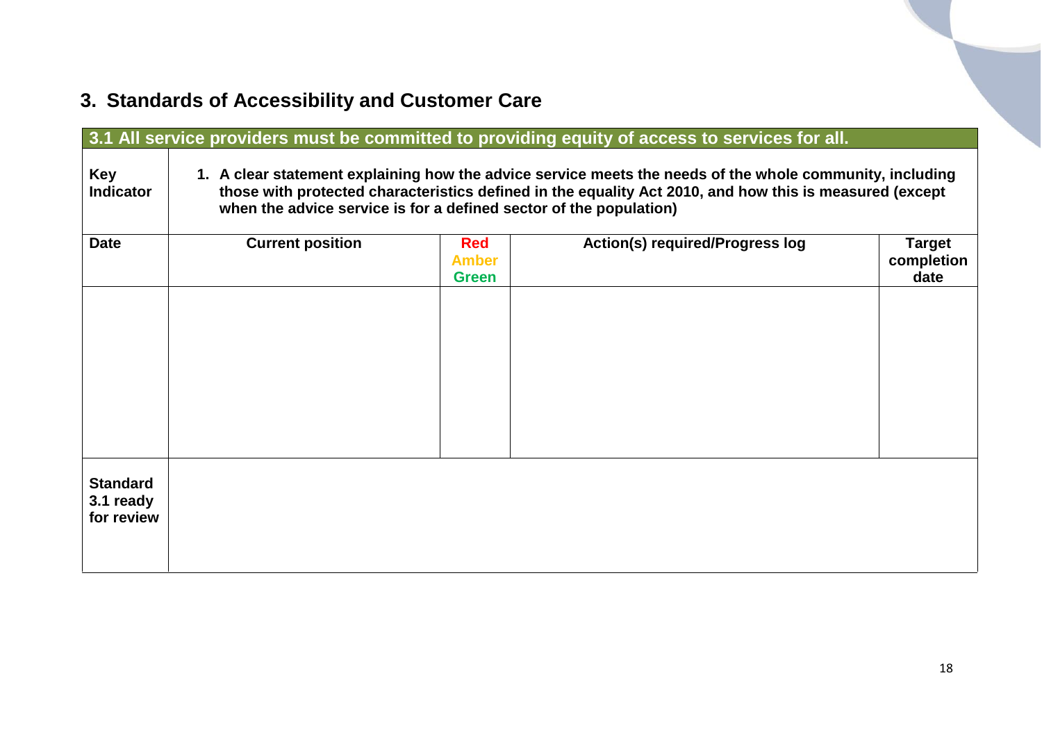## 3. Standards of Accessibility and Customer Care

| 3.1 All service providers must be committed to providing equity of access to services for all. | | | | |
|---|---|---|---|---|
| **Key Indicator** | **1. A clear statement explaining how the advice service meets the needs of the whole community, including those with protected characteristics defined in the equality Act 2010, and how this is measured (except when the advice service is for a defined sector of the population)** | | | |
| **Date** | **Current position** | **Red Amber Green** | **Action(s) required/Progress log** | **Target completion date** |
| | | | | |
| **Standard 3.1 ready for review** | | | | |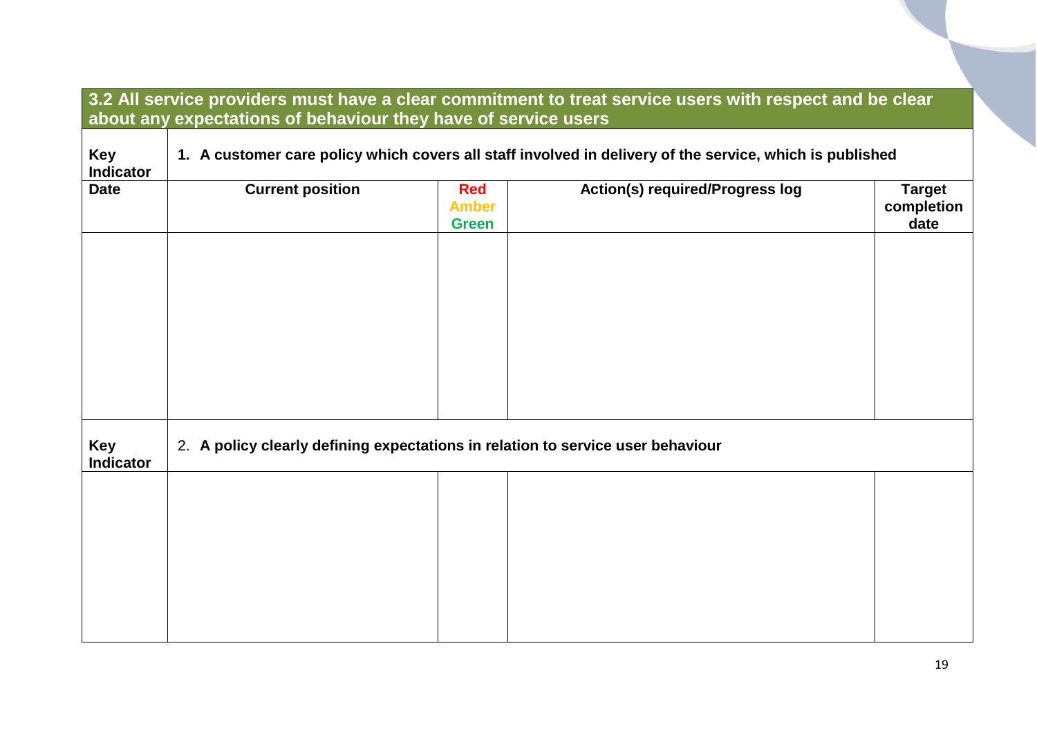| **3.2 All service providers must have a clear commitment to treat service users with respect and be clear about any expectations of behaviour they have of service users** | | | | |
|---|---|---|---|---|
| **Key Indicator** | **1. A customer care policy which covers all staff involved in delivery of the service, which is published** | | | |
| **Date** | **Current position** | **Red Amber Green** | **Action(s) required/Progress log** | **Target completion date** |
| | | | | |
| **Key Indicator** | 2. **A policy clearly defining expectations in relation to service user behaviour** | | | |
| | | | | |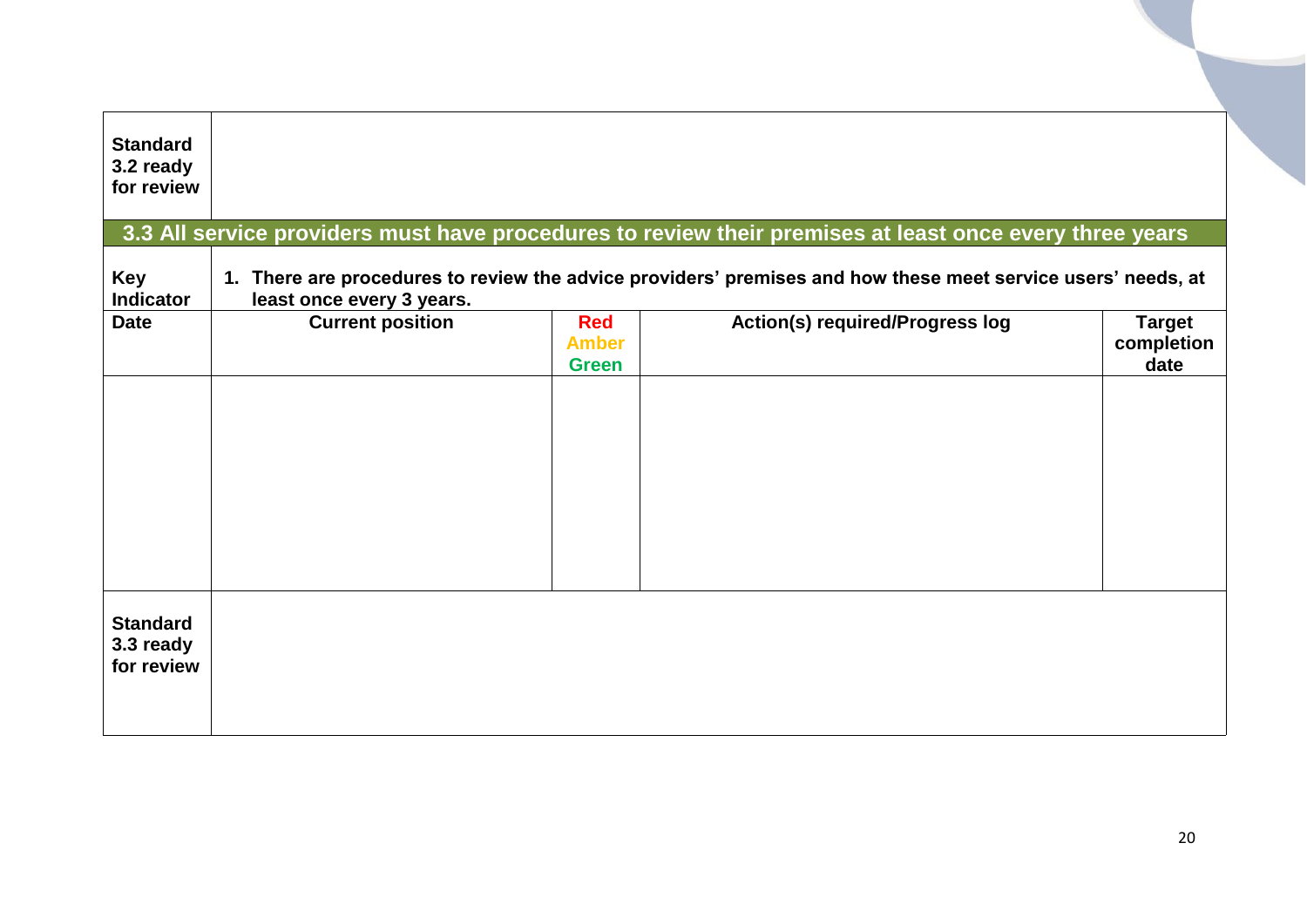| **Standard 3.2 ready for review** | | | | |
|---|---|---|---|---|

## 3.3 All service providers must have procedures to review their premises at least once every three years

| **Key Indicator** | **1. There are procedures to review the advice providers' premises and how these meet service users' needs, at least once every 3 years.** | | | |
|---|---|---|---|---|
| **Date** | **Current position** | **Red Amber Green** | **Action(s) required/Progress log** | **Target completion date** |
| | | | | |

| **Standard 3.3 ready for review** | |
|---|---|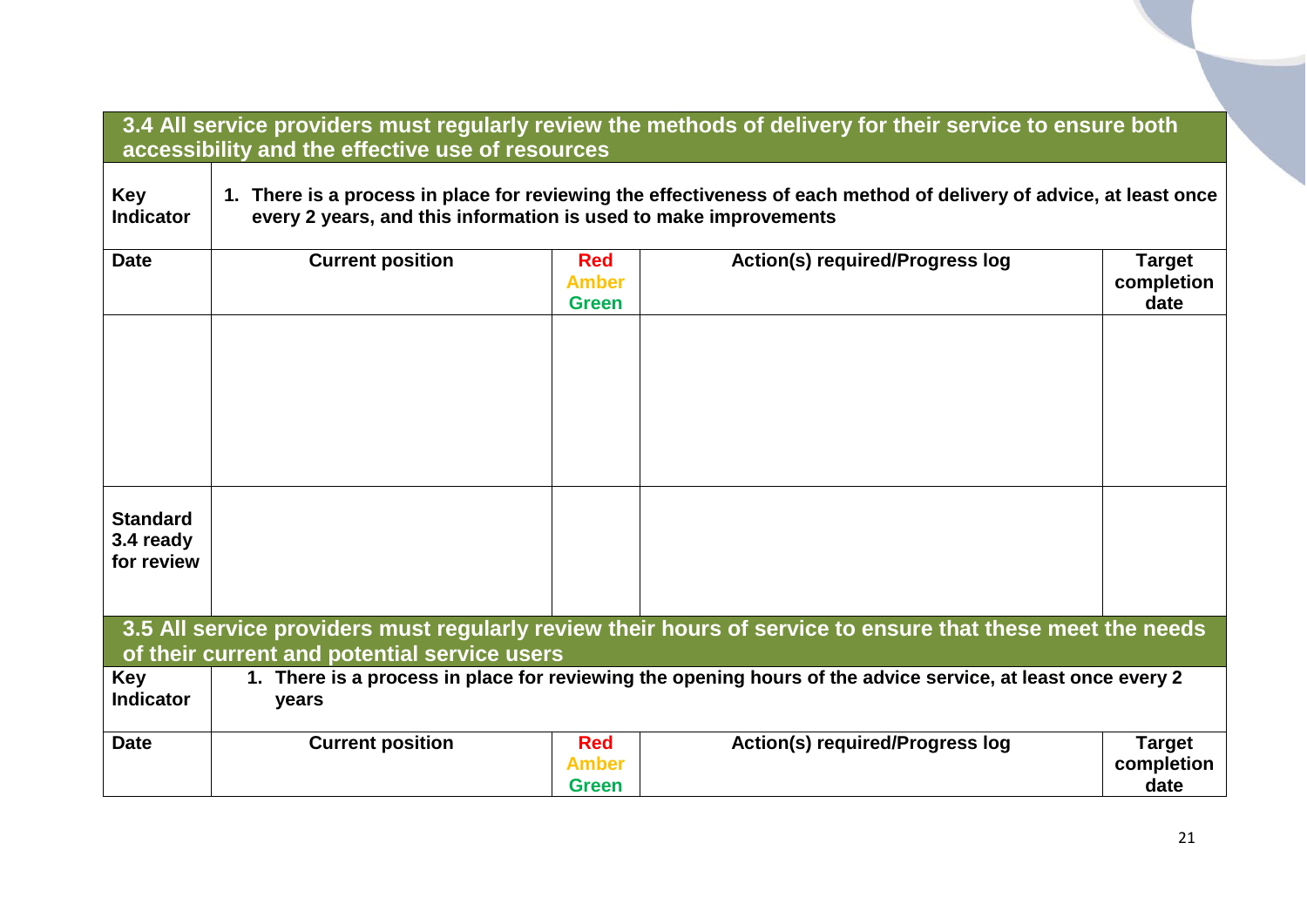**3.4 All service providers must regularly review the methods of delivery for their service to ensure both accessibility and the effective use of resources**

| **Key Indicator** | **1. There is a process in place for reviewing the effectiveness of each method of delivery of advice, at least once every 2 years, and this information is used to make improvements** | | | |
|---|---|---|---|---|
| **Date** | **Current position** | **Red Amber Green** | **Action(s) required/Progress log** | **Target completion date** |
| | | | | |
| **Standard 3.4 ready for review** | | | | |

**3.5 All service providers must regularly review their hours of service to ensure that these meet the needs of their current and potential service users**

| **Key Indicator** | **1. There is a process in place for reviewing the opening hours of the advice service, at least once every 2 years** | | | |
|---|---|---|---|---|
| **Date** | **Current position** | **Red Amber Green** | **Action(s) required/Progress log** | **Target completion date** |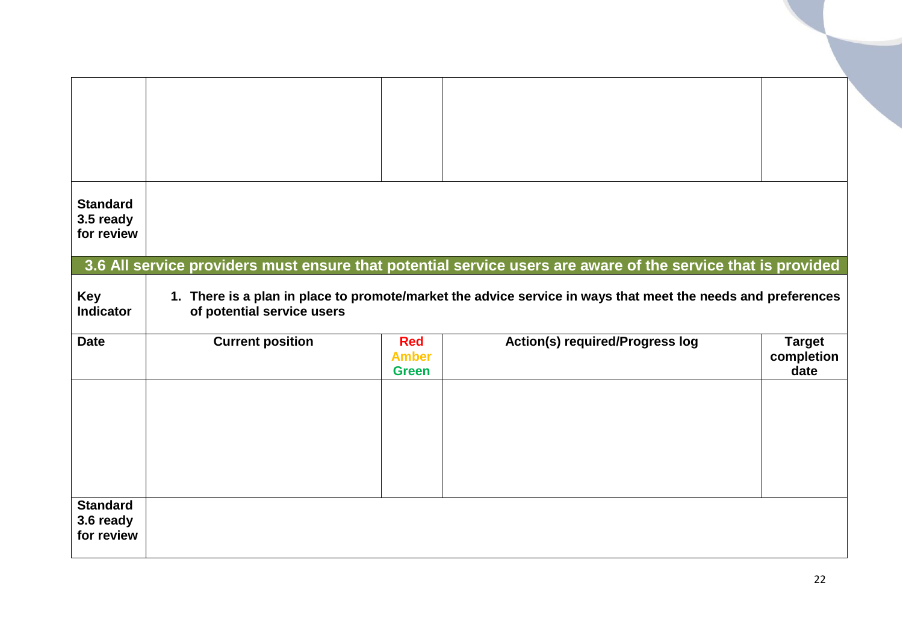| | | | | |
|---|---|---|---|---|
| | | | | |
| **Standard 3.5 ready for review** | | | | |

**3.6 All service providers must ensure that potential service users are aware of the service that is provided**

| **Key Indicator** | **1. There is a plan in place to promote/market the advice service in ways that meet the needs and preferences of potential service users** | | | |
|---|---|---|---|---|
| **Date** | **Current position** | **Red Amber Green** | **Action(s) required/Progress log** | **Target completion date** |
| | | | | |
| **Standard 3.6 ready for review** | | | | |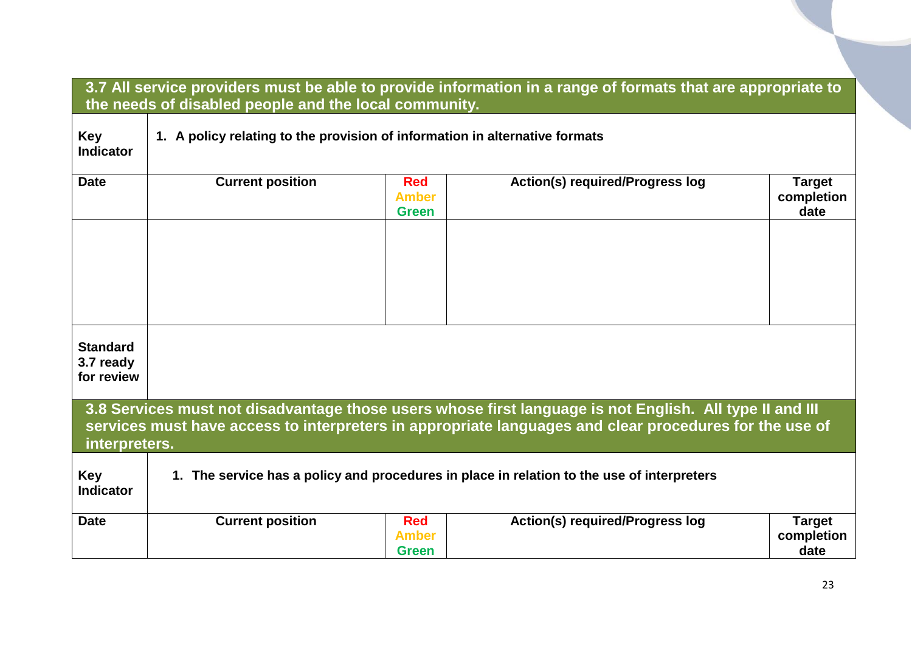| **3.7 All service providers must be able to provide information in a range of formats that are appropriate to the needs of disabled people and the local community.** | | | | |
|---|---|---|---|---|
| **Key Indicator** | **1. A policy relating to the provision of information in alternative formats** | | | |
| **Date** | **Current position** | **Red Amber Green** | **Action(s) required/Progress log** | **Target completion date** |
| | | | | |
| **Standard 3.7 ready for review** | | | | |

| **3.8 Services must not disadvantage those users whose first language is not English. All type II and III services must have access to interpreters in appropriate languages and clear procedures for the use of interpreters.** | | | | |
|---|---|---|---|---|
| **Key Indicator** | **1. The service has a policy and procedures in place in relation to the use of interpreters** | | | |
| **Date** | **Current position** | **Red Amber Green** | **Action(s) required/Progress log** | **Target completion date** |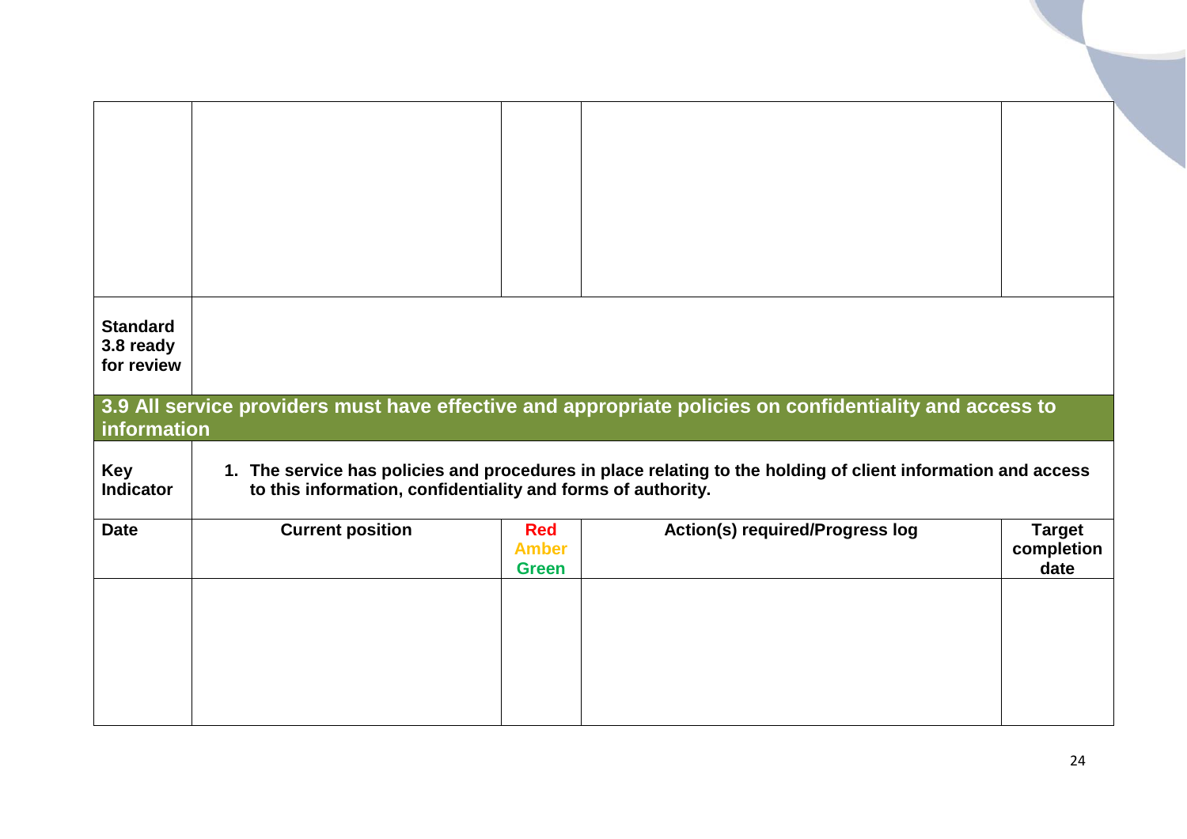| | | | | |
|---|---|---|---|---|
| | | | | |
| **Standard 3.8 ready for review** | | | | |

## 3.9 All service providers must have effective and appropriate policies on confidentiality and access to information

| | |
|---|---|
| **Key Indicator** | **1. The service has policies and procedures in place relating to the holding of client information and access to this information, confidentiality and forms of authority.** |

| Date | Current position | Red Amber Green | Action(s) required/Progress log | Target completion date |
|---|---|---|---|---|
| | | | | |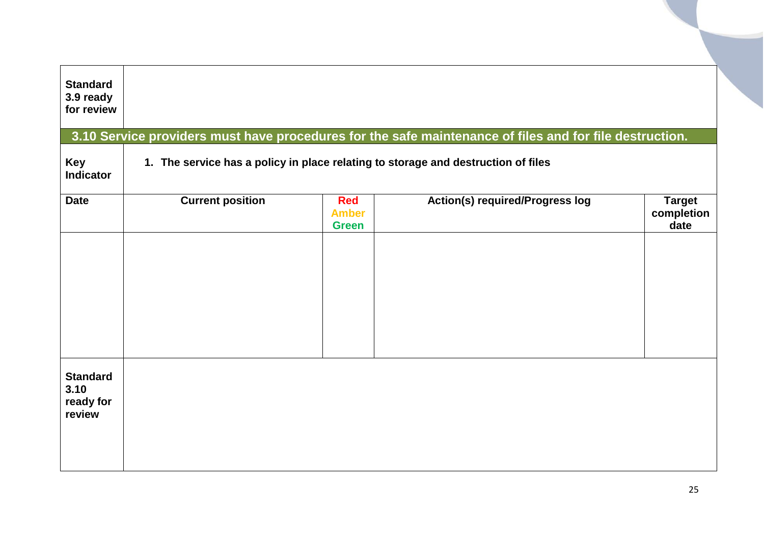| **Standard 3.9 ready for review** | | | | |
|---|---|---|---|---|

## 3.10 Service providers must have procedures for the safe maintenance of files and for file destruction.

| **Key Indicator** | **1. The service has a policy in place relating to storage and destruction of files** | | | |
|---|---|---|---|---|
| **Date** | **Current position** | **Red Amber Green** | **Action(s) required/Progress log** | **Target completion date** |
| | | | | |

| **Standard 3.10 ready for review** | |
|---|---|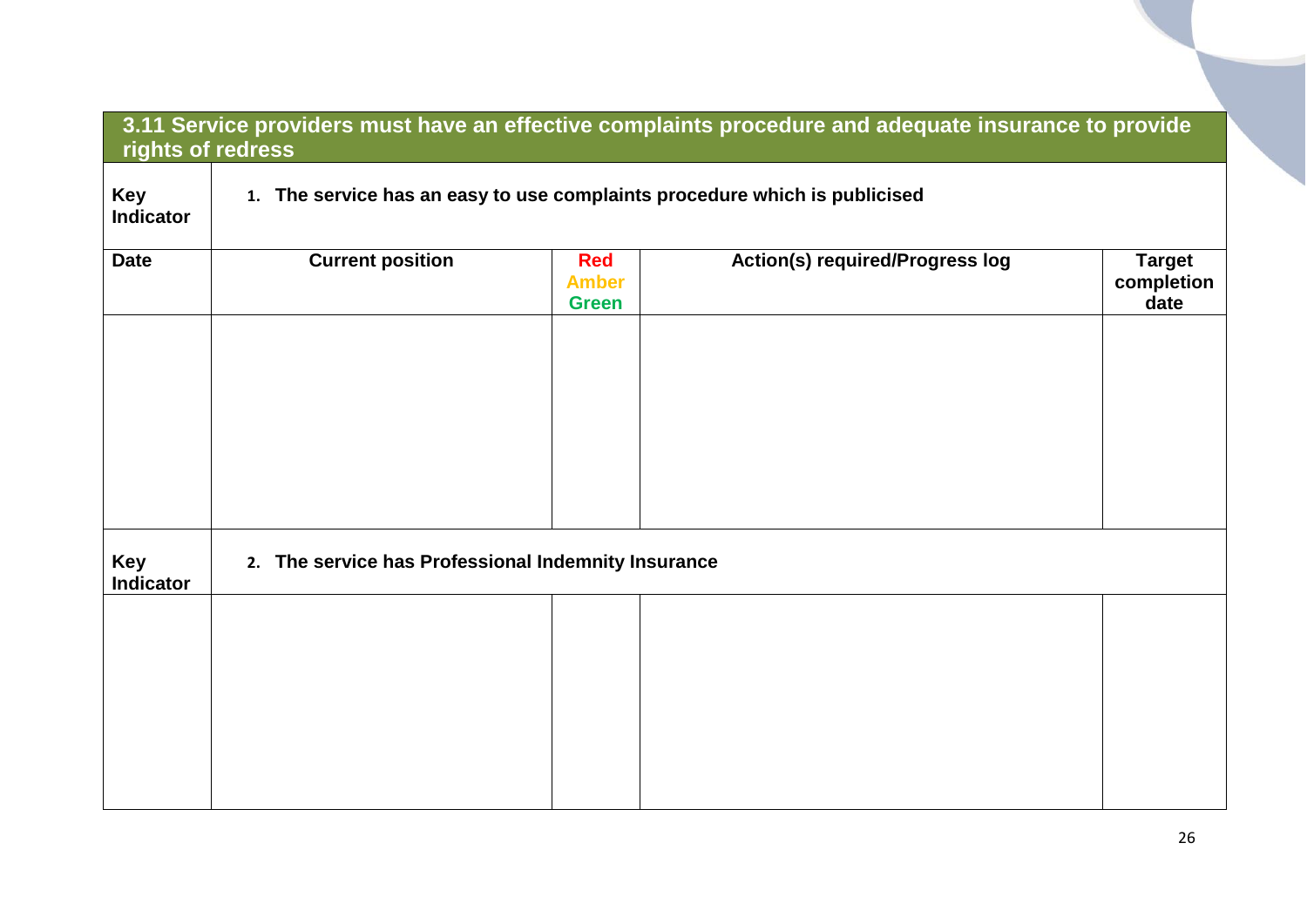| 3.11 Service providers must have an effective complaints procedure and adequate insurance to provide rights of redress | | | | |
|---|---|---|---|---|
| **Key Indicator** | **1. The service has an easy to use complaints procedure which is publicised** | | | |
| **Date** | **Current position** | **Red Amber Green** | **Action(s) required/Progress log** | **Target completion date** |
| | | | | |
| **Key Indicator** | **2. The service has Professional Indemnity Insurance** | | | |
| | | | | |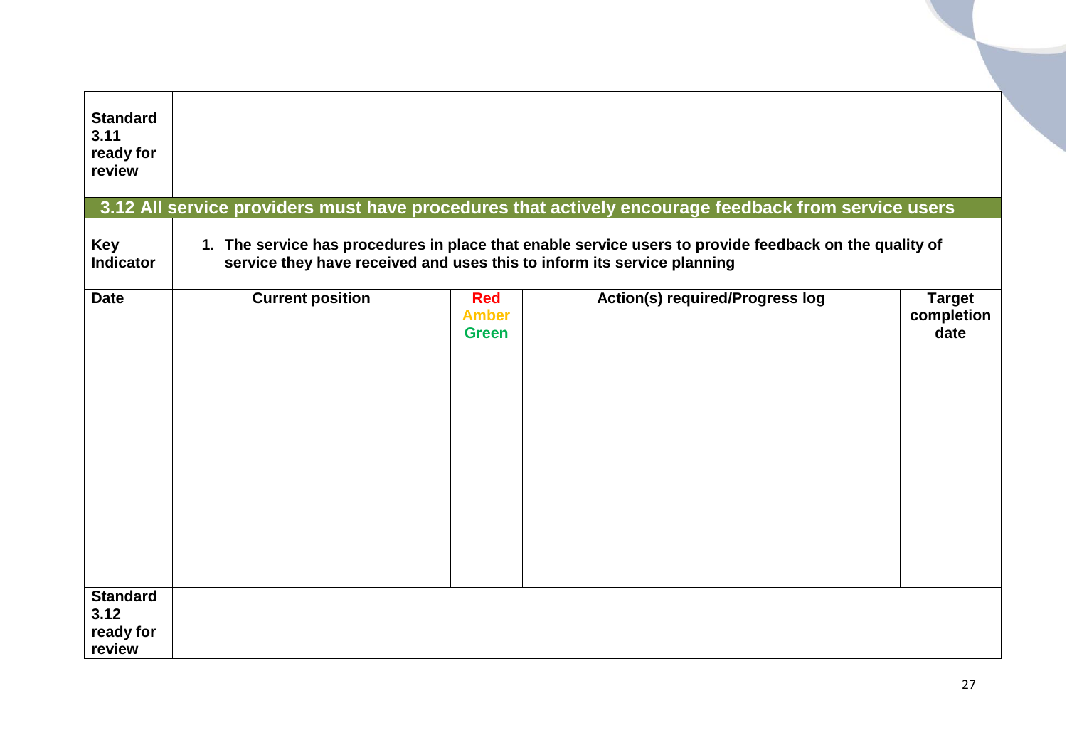| **Standard 3.11 ready for review** | | | | |
|---|---|---|---|---|

## 3.12 All service providers must have procedures that actively encourage feedback from service users

| **Key Indicator** | **1. The service has procedures in place that enable service users to provide feedback on the quality of service they have received and uses this to inform its service planning** | | | |
|---|---|---|---|---|
| **Date** | **Current position** | **Red Amber Green** | **Action(s) required/Progress log** | **Target completion date** |
| | | | | |
| **Standard 3.12 ready for review** | | | | |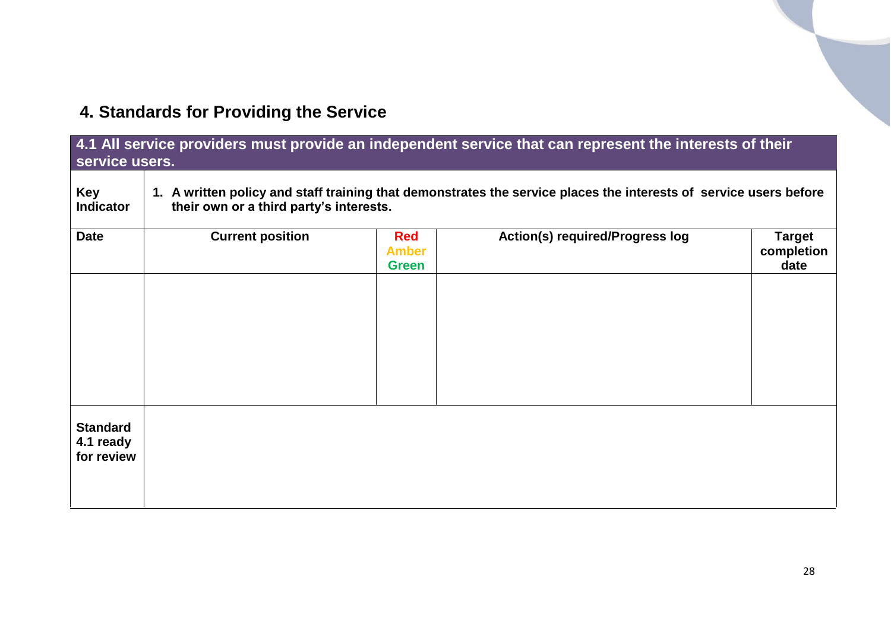## 4. Standards for Providing the Service

| **4.1 All service providers must provide an independent service that can represent the interests of their service users.** | | | | |
|---|---|---|---|---|
| **Key Indicator** | **1. A written policy and staff training that demonstrates the service places the interests of service users before their own or a third party's interests.** | | | |
| **Date** | **Current position** | **Red Amber Green** | **Action(s) required/Progress log** | **Target completion date** |
| | | | | |
| **Standard 4.1 ready for review** | | | | |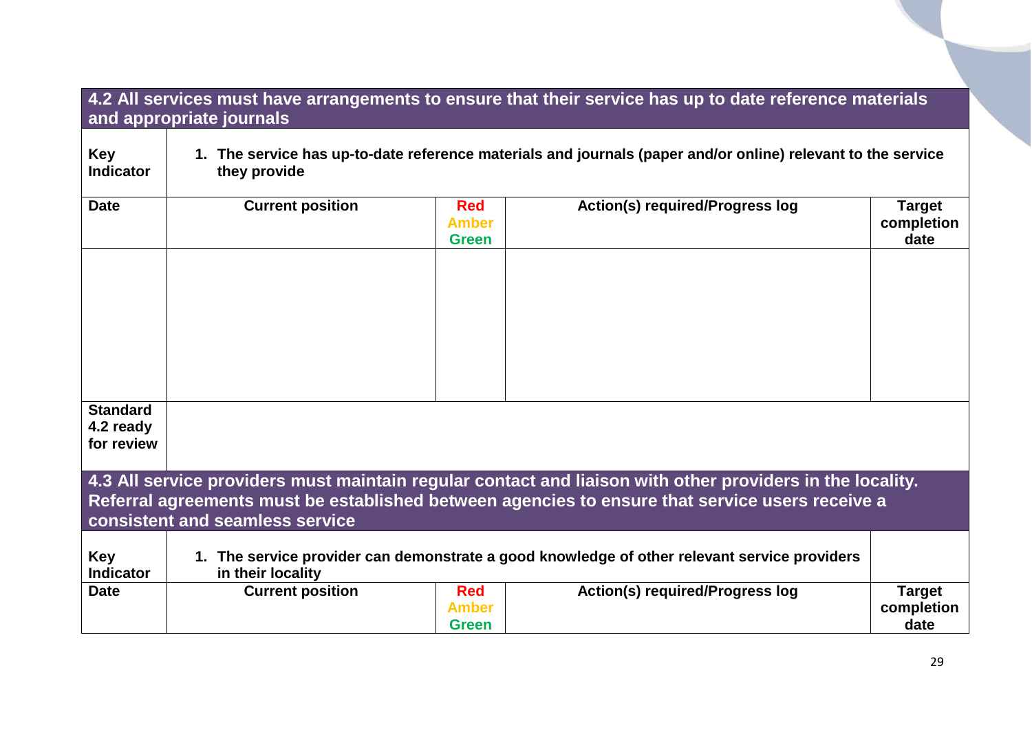## 4.2 All services must have arrangements to ensure that their service has up to date reference materials and appropriate journals

| Key Indicator | 1. The service has up-to-date reference materials and journals (paper and/or online) relevant to the service they provide | | | |
|---|---|---|---|---|
| **Date** | **Current position** | **Red Amber Green** | **Action(s) required/Progress log** | **Target completion date** |
| | | | | |
| **Standard 4.2 ready for review** | | | | |

## 4.3 All service providers must maintain regular contact and liaison with other providers in the locality. Referral agreements must be established between agencies to ensure that service users receive a consistent and seamless service

| Key Indicator | 1. The service provider can demonstrate a good knowledge of other relevant service providers in their locality | | | |
|---|---|---|---|---|
| **Date** | **Current position** | **Red Amber Green** | **Action(s) required/Progress log** | **Target completion date** |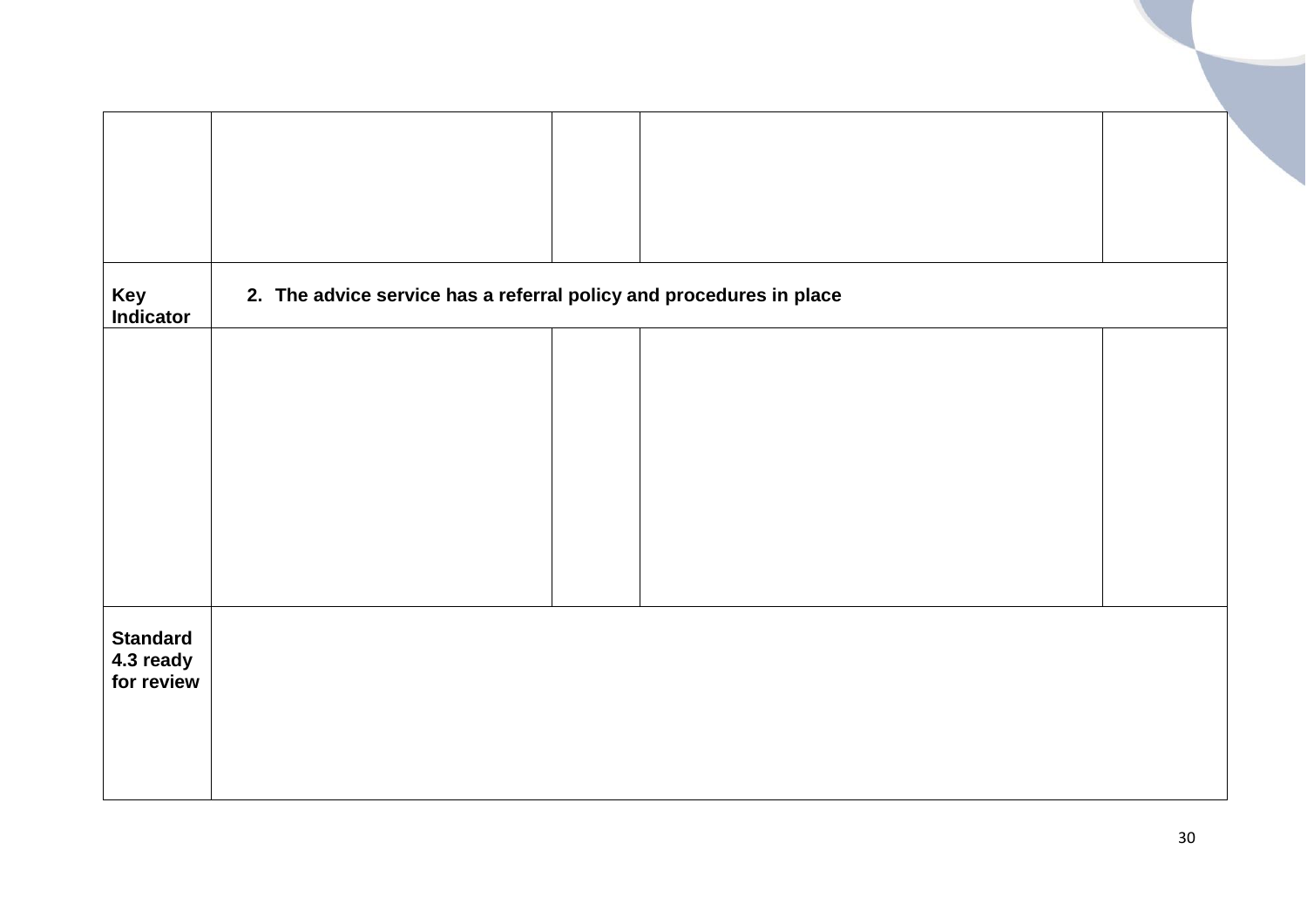| | | | | |
|---|---|---|---|---|
| | | | | |
| **Key Indicator** | **2. The advice service has a referral policy and procedures in place** | | | |
| | | | | |
| **Standard 4.3 ready for review** | | | | |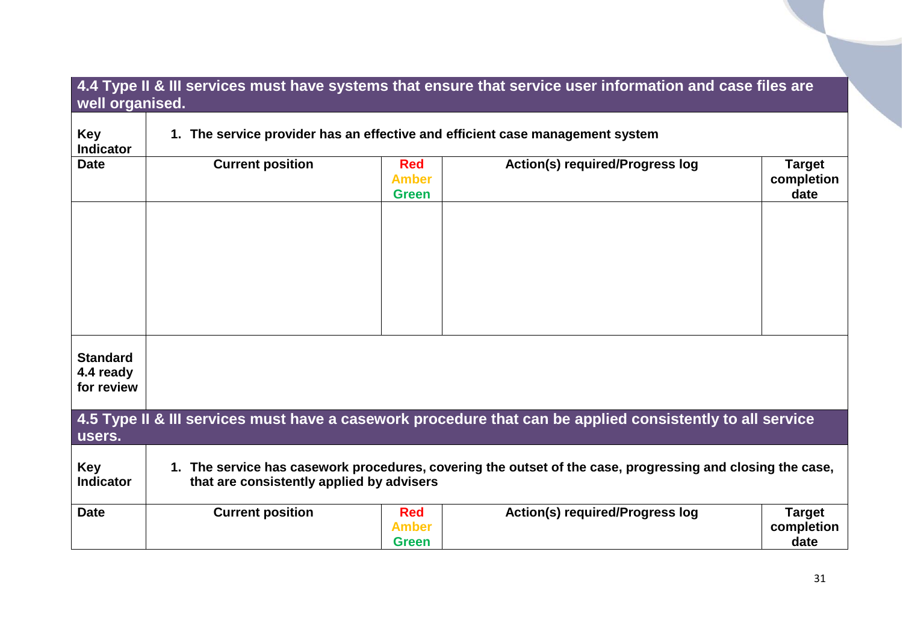## 4.4 Type II & III services must have systems that ensure that service user information and case files are well organised.

| **Key Indicator** | **1. The service provider has an effective and efficient case management system** | | | |
|---|---|---|---|---|
| **Date** | **Current position** | **Red Amber Green** | **Action(s) required/Progress log** | **Target completion date** |
| | | | | |
| **Standard 4.4 ready for review** | | | | |

## 4.5 Type II & III services must have a casework procedure that can be applied consistently to all service users.

| **Key Indicator** | **1. The service has casework procedures, covering the outset of the case, progressing and closing the case, that are consistently applied by advisers** | | | |
|---|---|---|---|---|
| **Date** | **Current position** | **Red Amber Green** | **Action(s) required/Progress log** | **Target completion date** |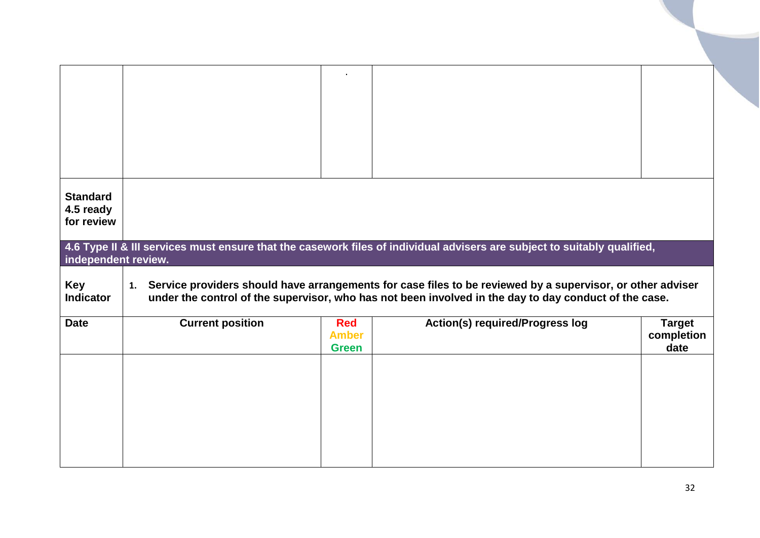| | | . | | |
|---|---|---|---|---|
| | | | | |
| **Standard 4.5 ready for review** | | | | |
| **4.6 Type II & III services must ensure that the casework files of individual advisers are subject to suitably qualified, independent review.** | | | | |
| **Key Indicator** | **1. Service providers should have arrangements for case files to be reviewed by a supervisor, or other adviser under the control of the supervisor, who has not been involved in the day to day conduct of the case.** | | | |
| **Date** | **Current position** | **Red Amber Green** | **Action(s) required/Progress log** | **Target completion date** |
| | | | | |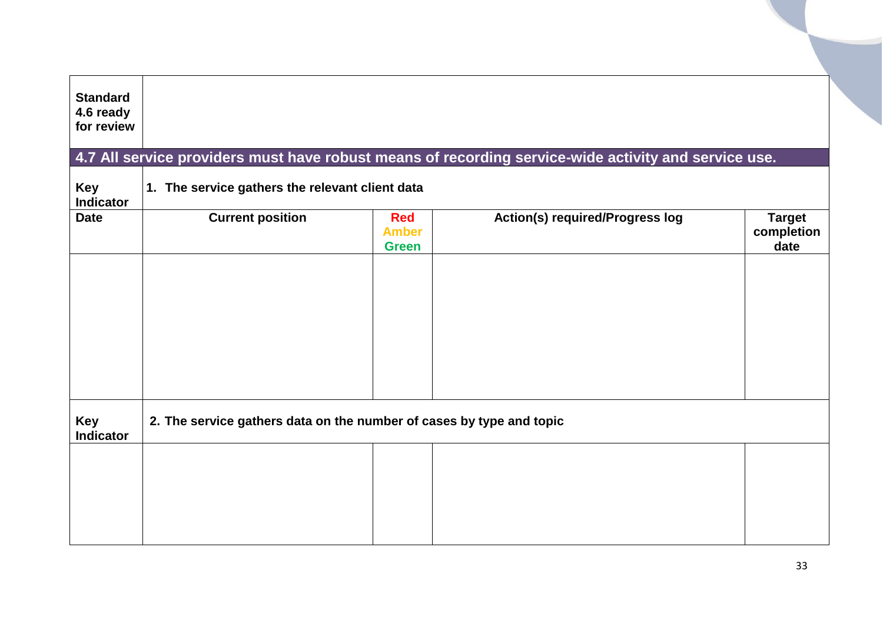| Standard 4.6 ready for review | | | | |
|---|---|---|---|---|
| **4.7 All service providers must have robust means of recording service-wide activity and service use.** | | | | |
| **Key Indicator** | **1. The service gathers the relevant client data** | | | |
| **Date** | **Current position** | **Red Amber Green** | **Action(s) required/Progress log** | **Target completion date** |
| | | | | |
| **Key Indicator** | **2. The service gathers data on the number of cases by type and topic** | | | |
| | | | | |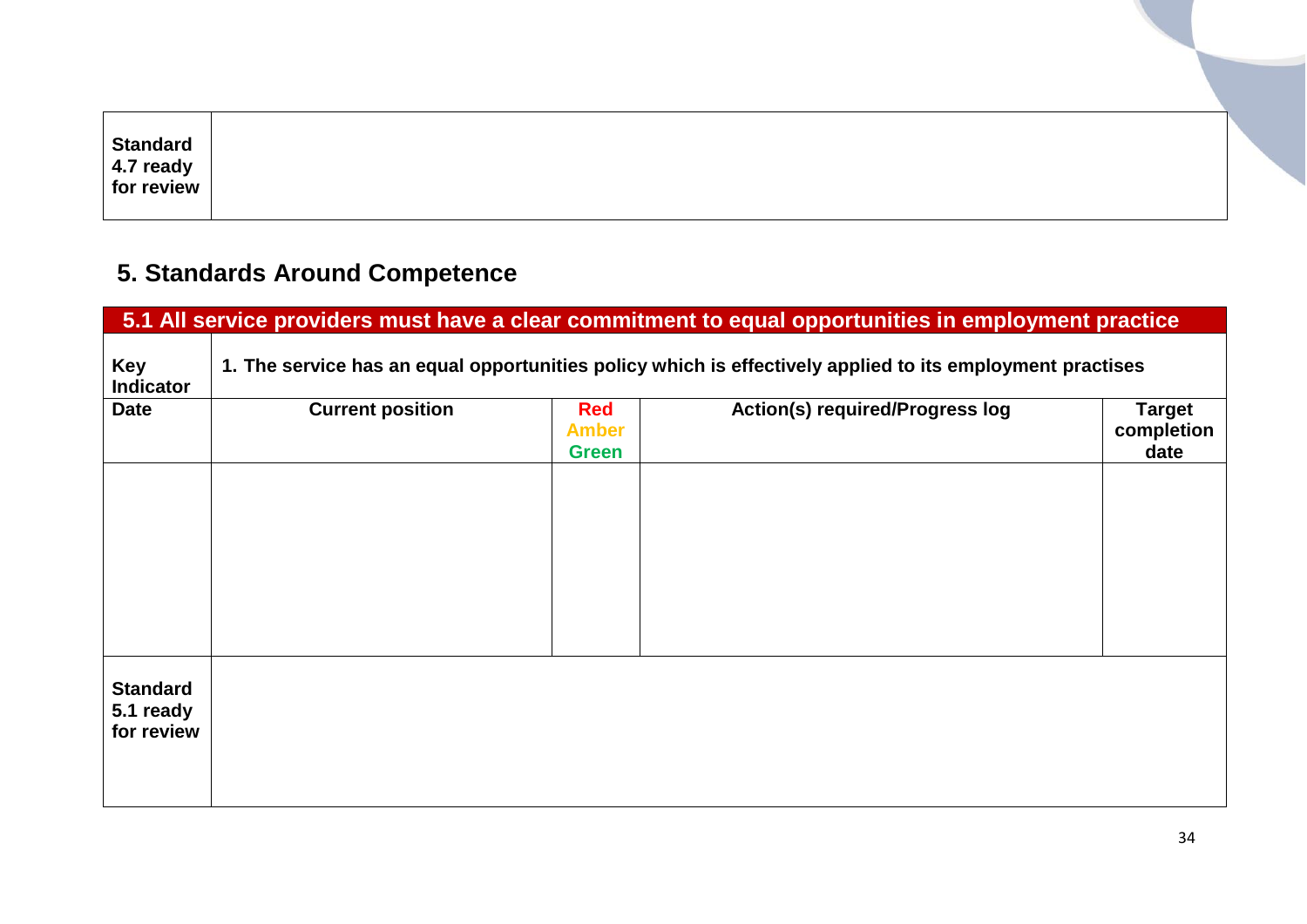| Standard 4.7 ready for review | |
|---|---|

## 5. Standards Around Competence

| 5.1 All service providers must have a clear commitment to equal opportunities in employment practice | | | | |
|---|---|---|---|---|
| **Key Indicator** | **1. The service has an equal opportunities policy which is effectively applied to its employment practises** | | | |
| **Date** | **Current position** | **Red Amber Green** | **Action(s) required/Progress log** | **Target completion date** |
| | | | | |
| **Standard 5.1 ready for review** | | | | |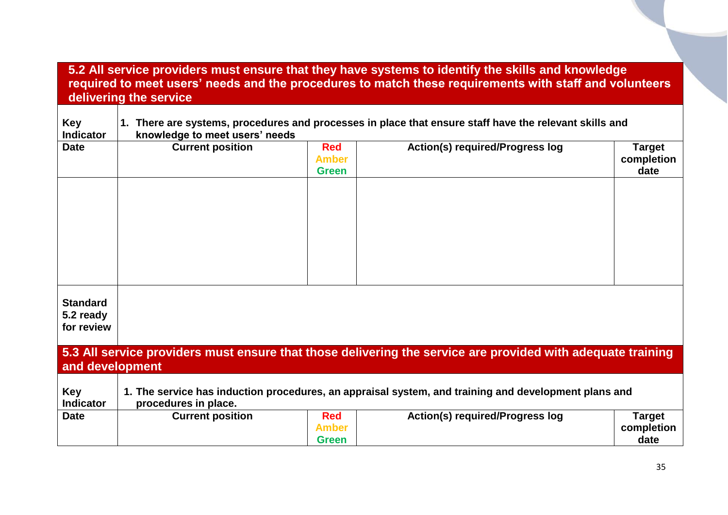| **5.2 All service providers must ensure that they have systems to identify the skills and knowledge required to meet users' needs and the procedures to match these requirements with staff and volunteers delivering the service** | | | | |
|---|---|---|---|---|
| **Key Indicator** | **1. There are systems, procedures and processes in place that ensure staff have the relevant skills and knowledge to meet users' needs** | | | |
| **Date** | **Current position** | **Red Amber Green** | **Action(s) required/Progress log** | **Target completion date** |
| | | | | |
| **Standard 5.2 ready for review** | | | | |

| **5.3 All service providers must ensure that those delivering the service are provided with adequate training and development** | | | | |
|---|---|---|---|---|
| **Key Indicator** | **1. The service has induction procedures, an appraisal system, and training and development plans and procedures in place.** | | | |
| **Date** | **Current position** | **Red Amber Green** | **Action(s) required/Progress log** | **Target completion date** |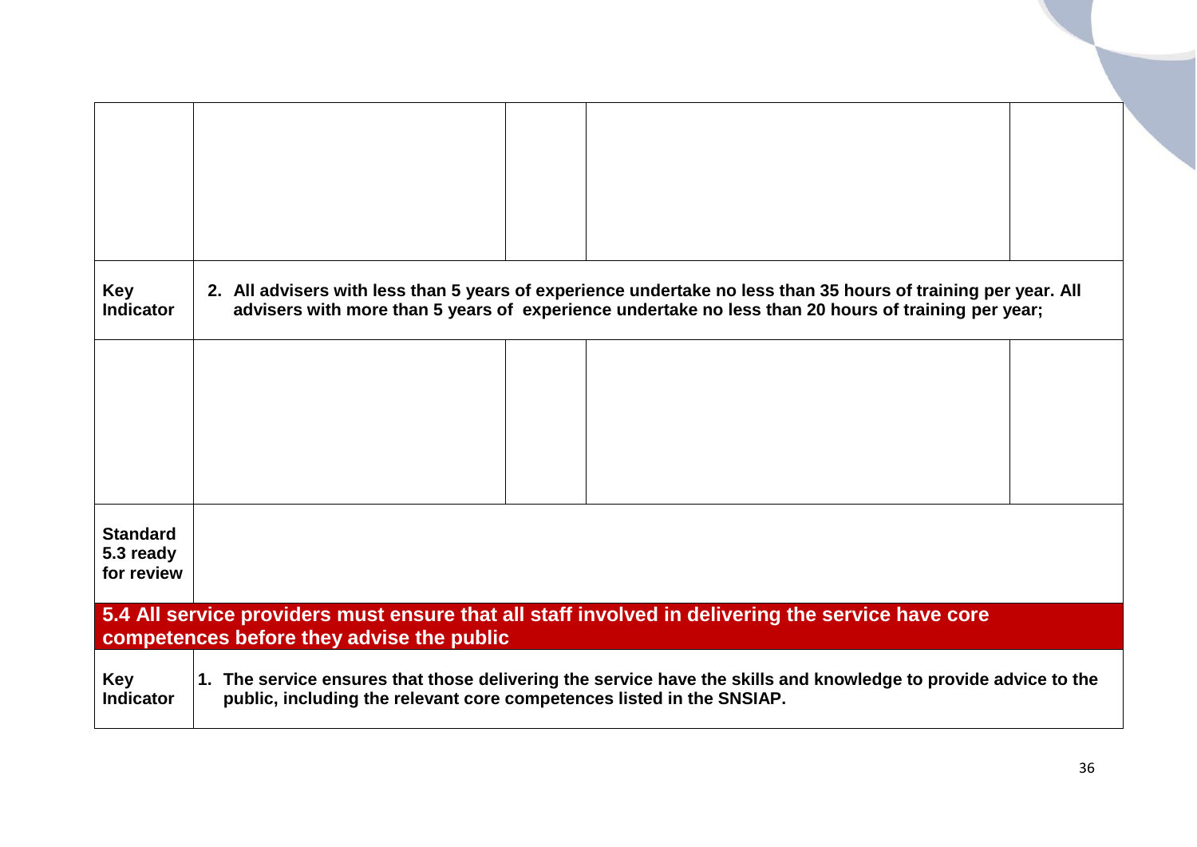| | | | | |
|---|---|---|---|---|
| | | | | |
| **Key Indicator** | **2. All advisers with less than 5 years of experience undertake no less than 35 hours of training per year. All advisers with more than 5 years of experience undertake no less than 20 hours of training per year;** | | | |
| | | | | |
| **Standard 5.3 ready for review** | | | | |

## 5.4 All service providers must ensure that all staff involved in delivering the service have core competences before they advise the public

| | |
|---|---|
| **Key Indicator** | **1. The service ensures that those delivering the service have the skills and knowledge to provide advice to the public, including the relevant core competences listed in the SNSIAP.** |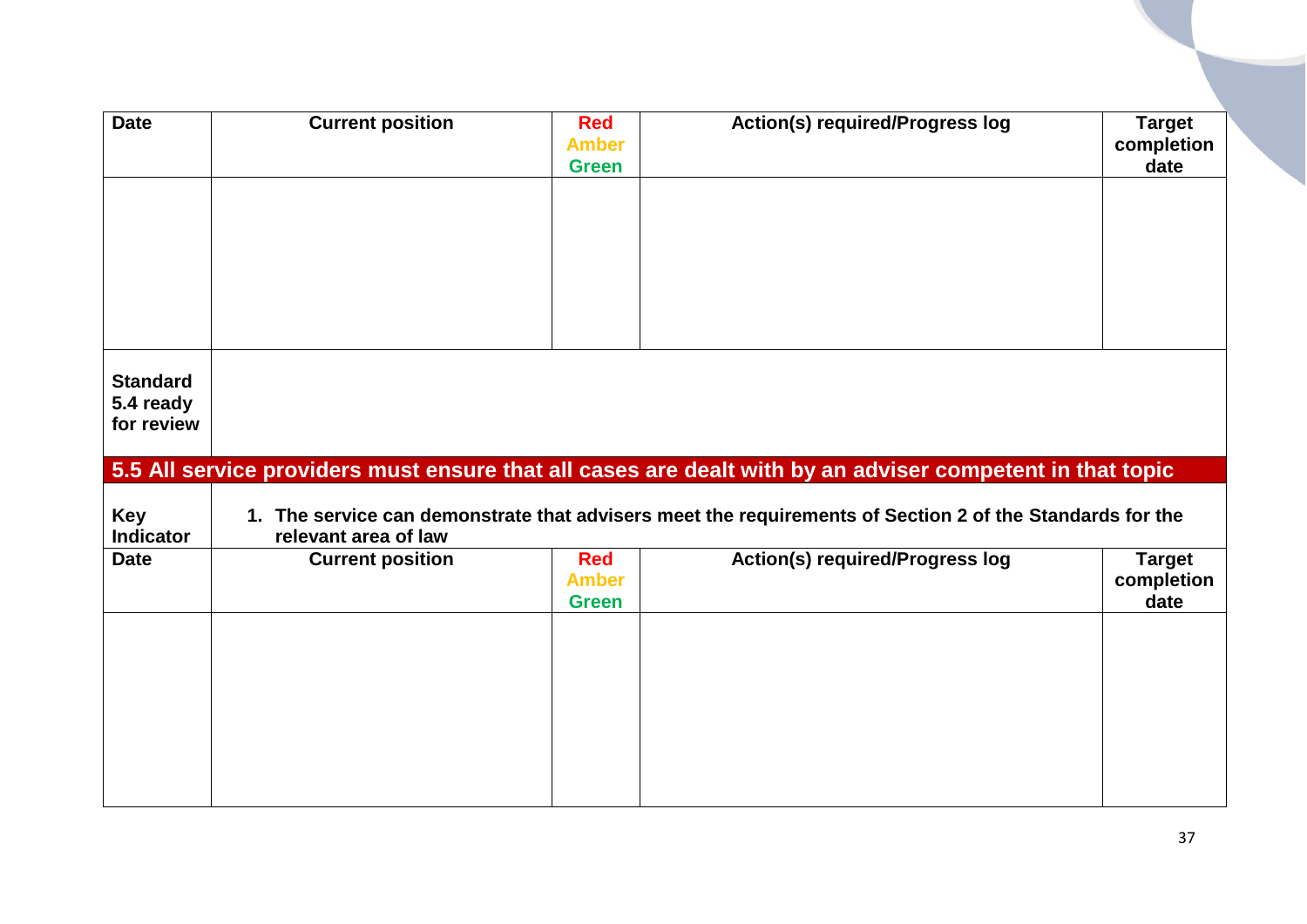| Date | Current position | Red Amber Green | Action(s) required/Progress log | Target completion date |
|---|---|---|---|---|
| | | | | |

| **Standard 5.4 ready for review** | |
|---|---|

## 5.5 All service providers must ensure that all cases are dealt with by an adviser competent in that topic

| **Key Indicator** | **1. The service can demonstrate that advisers meet the requirements of Section 2 of the Standards for the relevant area of law** | | | |
|---|---|---|---|---|
| **Date** | **Current position** | **Red Amber Green** | **Action(s) required/Progress log** | **Target completion date** |
| | | | | |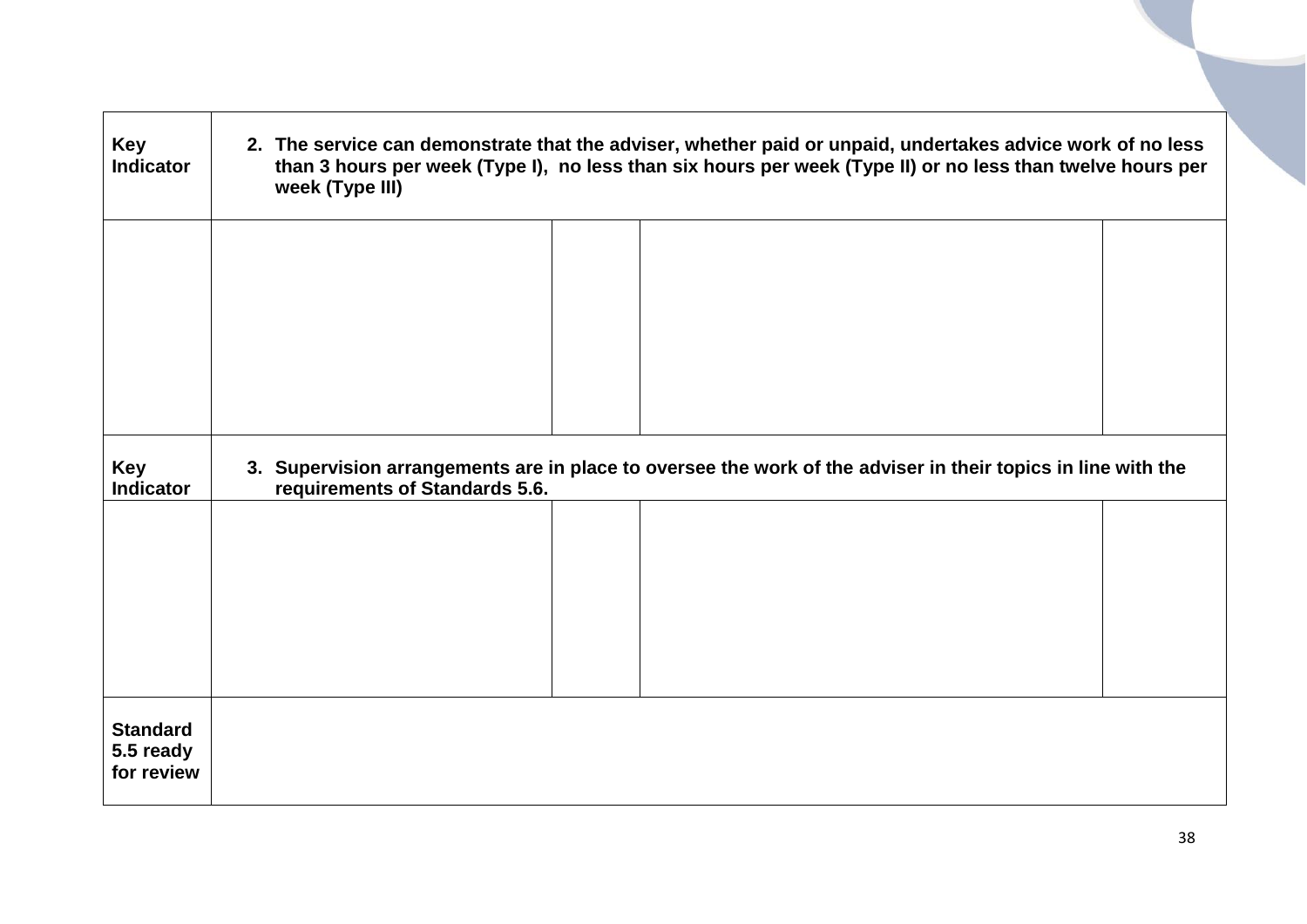| Key Indicator | 2. The service can demonstrate that the adviser, whether paid or unpaid, undertakes advice work of no less than 3 hours per week (Type I), no less than six hours per week (Type II) or no less than twelve hours per week (Type III) | | | |
|---|---|---|---|---|
| | | | | |
| **Key Indicator** | **3. Supervision arrangements are in place to oversee the work of the adviser in their topics in line with the requirements of Standards 5.6.** | | | |
| | | | | |
| **Standard 5.5 ready for review** | | | | |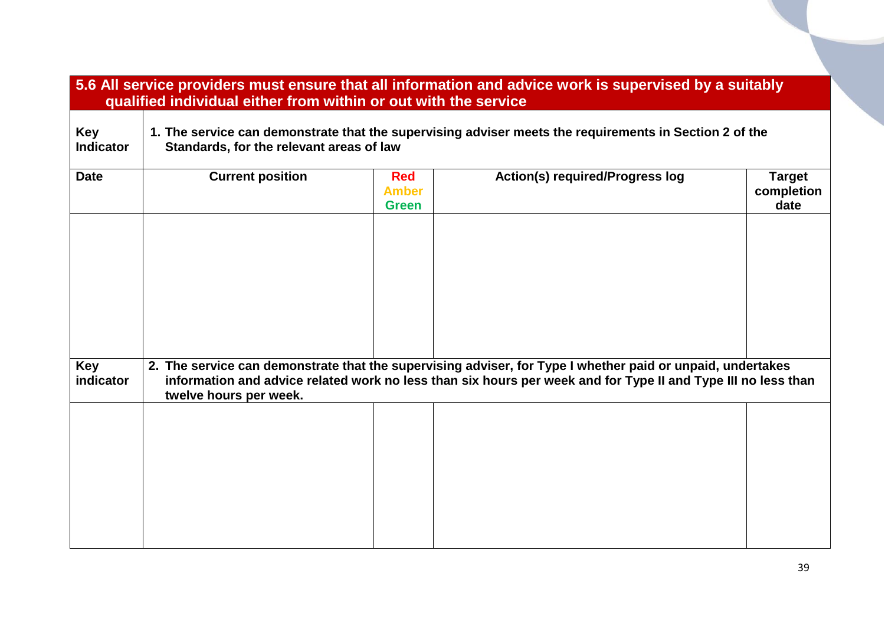| 5.6 All service providers must ensure that all information and advice work is supervised by a suitably qualified individual either from within or out with the service | | | | |
|---|---|---|---|---|
| **Key Indicator** | **1. The service can demonstrate that the supervising adviser meets the requirements in Section 2 of the Standards, for the relevant areas of law** | | | |
| **Date** | **Current position** | **Red Amber Green** | **Action(s) required/Progress log** | **Target completion date** |
| | | | | |
| **Key indicator** | **2. The service can demonstrate that the supervising adviser, for Type I whether paid or unpaid, undertakes information and advice related work no less than six hours per week and for Type II and Type III no less than twelve hours per week.** | | | |
| | | | | |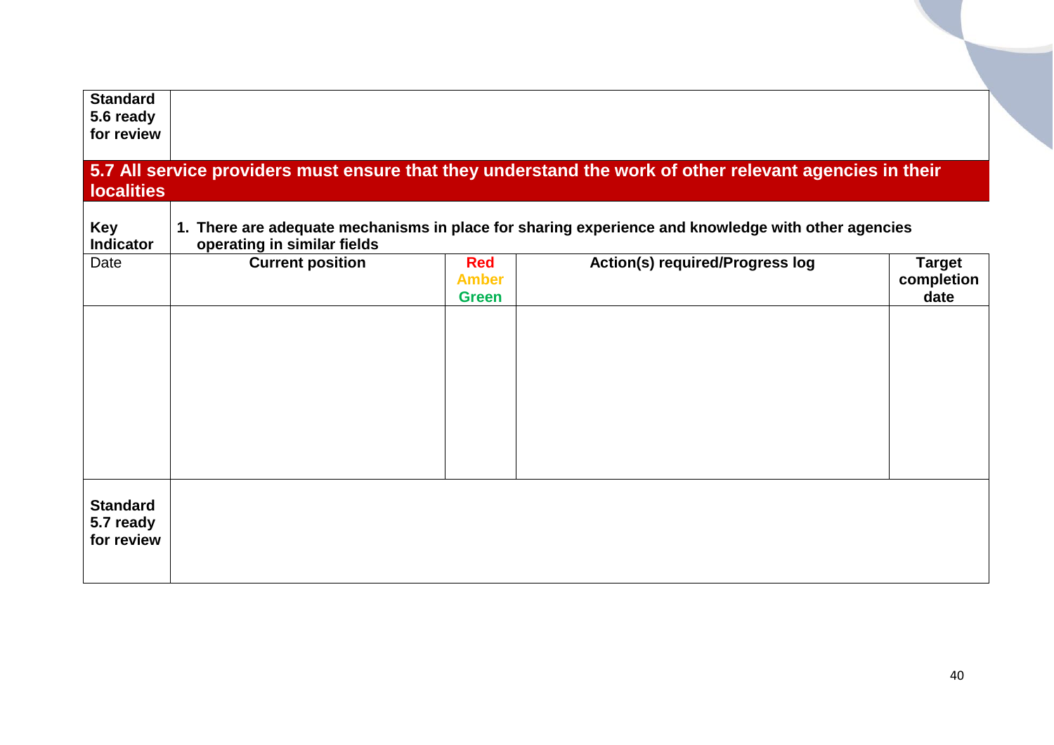| **Standard 5.6 ready for review** | | | | |
|---|---|---|---|---|

## 5.7 All service providers must ensure that they understand the work of other relevant agencies in their localities

| **Key Indicator** | **1. There are adequate mechanisms in place for sharing experience and knowledge with other agencies operating in similar fields** | | | |
|---|---|---|---|---|
| Date | **Current position** | **Red Amber Green** | **Action(s) required/Progress log** | **Target completion date** |
| | | | | |
| **Standard 5.7 ready for review** | | | | |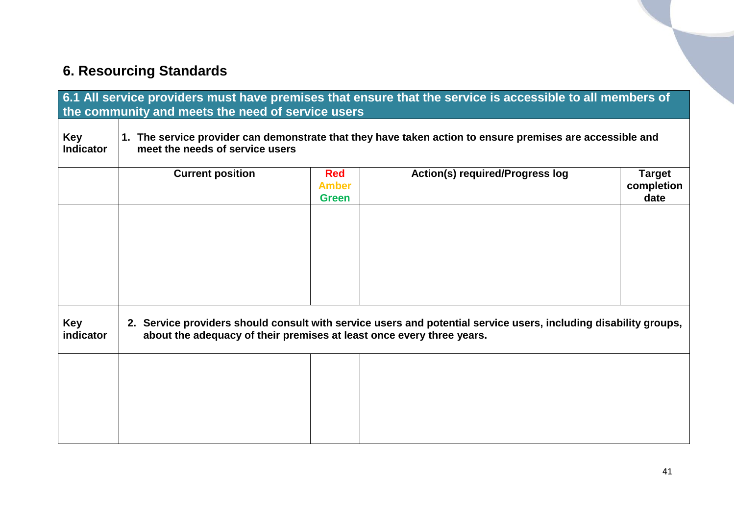## 6. Resourcing Standards

| 6.1 All service providers must have premises that ensure that the service is accessible to all members of the community and meets the need of service users | | | | |
|---|---|---|---|---|
| **Key Indicator** | **1. The service provider can demonstrate that they have taken action to ensure premises are accessible and meet the needs of service users** | | | |
| | **Current position** | **Red Amber Green** | **Action(s) required/Progress log** | **Target completion date** |
| | | | | |
| **Key indicator** | **2. Service providers should consult with service users and potential service users, including disability groups, about the adequacy of their premises at least once every three years.** | | | |
| | | | | |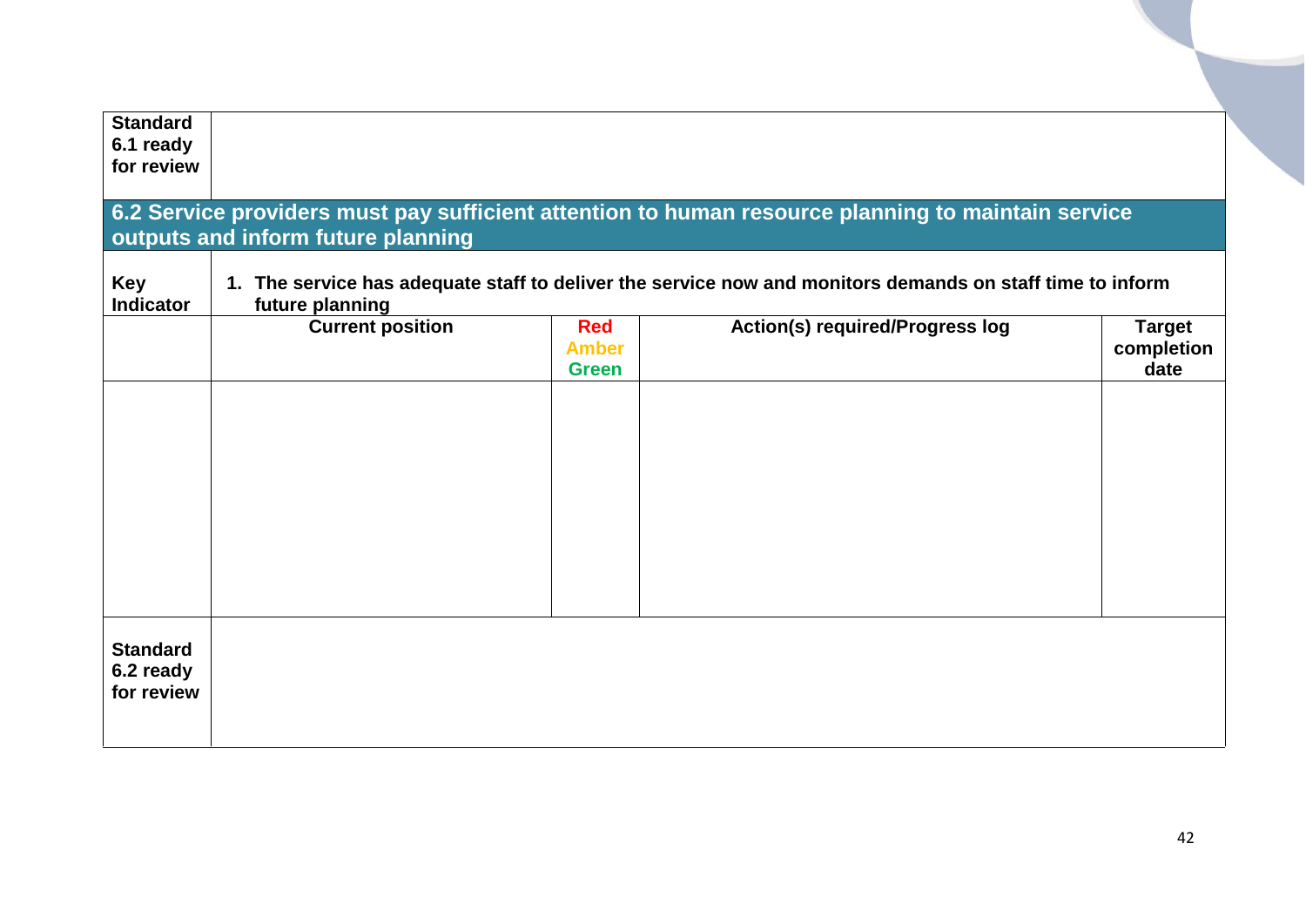| Standard 6.1 ready for review | | | | |
|---|---|---|---|---|

## 6.2 Service providers must pay sufficient attention to human resource planning to maintain service outputs and inform future planning

| Key Indicator | 1. The service has adequate staff to deliver the service now and monitors demands on staff time to inform future planning | | | |
|---|---|---|---|---|
| | **Current position** | **Red Amber Green** | **Action(s) required/Progress log** | **Target completion date** |
| | | | | |
| **Standard 6.2 ready for review** | | | | |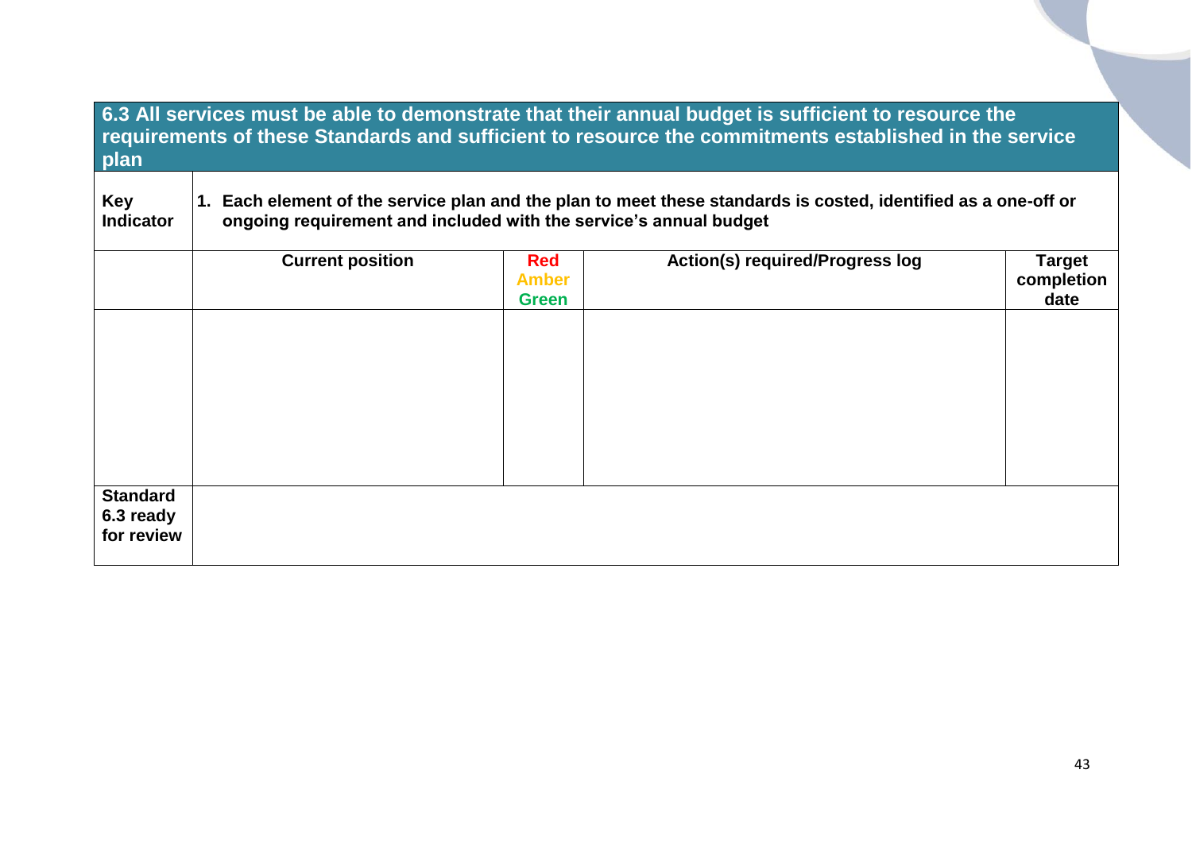| **6.3 All services must be able to demonstrate that their annual budget is sufficient to resource the requirements of these Standards and sufficient to resource the commitments established in the service plan** | | | | |
|---|---|---|---|---|
| **Key Indicator** | **1. Each element of the service plan and the plan to meet these standards is costed, identified as a one-off or ongoing requirement and included with the service's annual budget** | | | |
| | **Current position** | **Red Amber Green** | **Action(s) required/Progress log** | **Target completion date** |
| | | | | |
| **Standard 6.3 ready for review** | | | | |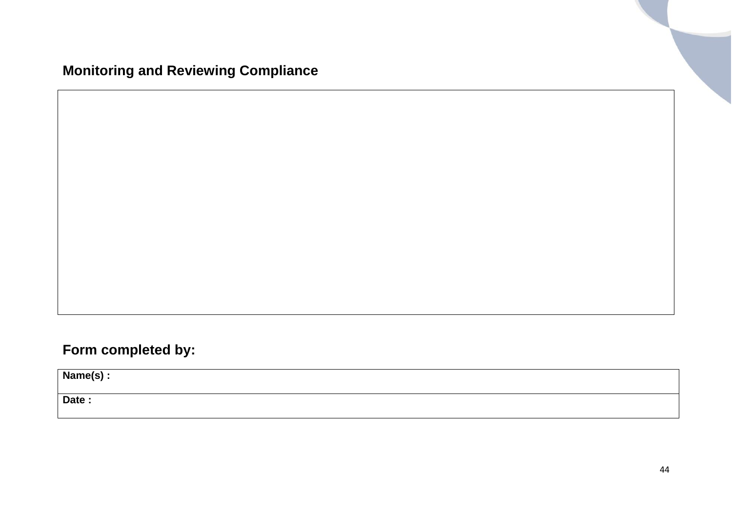## Monitoring and Reviewing Compliance

| |
|---|
| |

## Form completed by:

| | |
|---|---|
| **Name(s) :** | |
| **Date :** | |